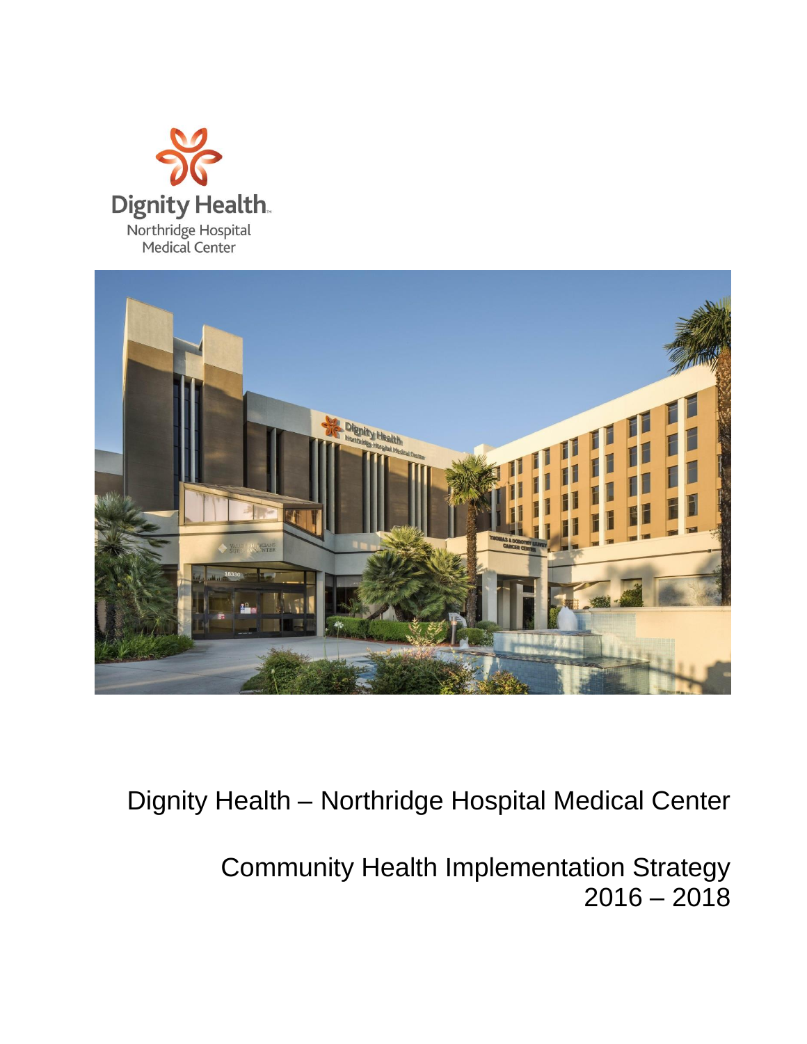Dignity Health
Northridge Hospital
Medical Center

# Dignity Health – Northridge Hospital Medical Center

## Community Health Implementation Strategy 2016 – 2018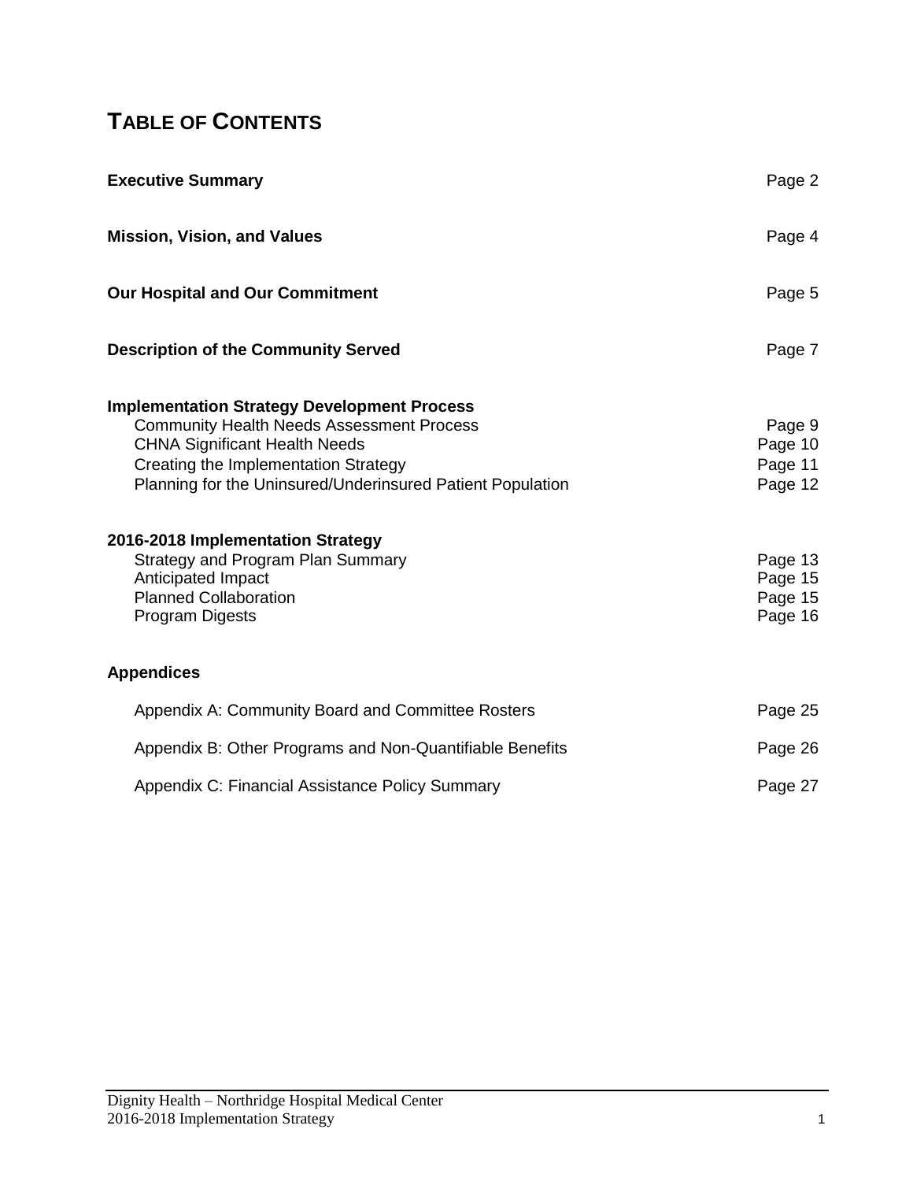# TABLE OF CONTENTS

| | |
|---|---|
| **Executive Summary** | Page 2 |
| **Mission, Vision, and Values** | Page 4 |
| **Our Hospital and Our Commitment** | Page 5 |
| **Description of the Community Served** | Page 7 |
| **Implementation Strategy Development Process** | |
| Community Health Needs Assessment Process | Page 9 |
| CHNA Significant Health Needs | Page 10 |
| Creating the Implementation Strategy | Page 11 |
| Planning for the Uninsured/Underinsured Patient Population | Page 12 |
| **2016-2018 Implementation Strategy** | |
| Strategy and Program Plan Summary | Page 13 |
| Anticipated Impact | Page 15 |
| Planned Collaboration | Page 15 |
| Program Digests | Page 16 |
| **Appendices** | |
| Appendix A: Community Board and Committee Rosters | Page 25 |
| Appendix B: Other Programs and Non-Quantifiable Benefits | Page 26 |
| Appendix C: Financial Assistance Policy Summary | Page 27 |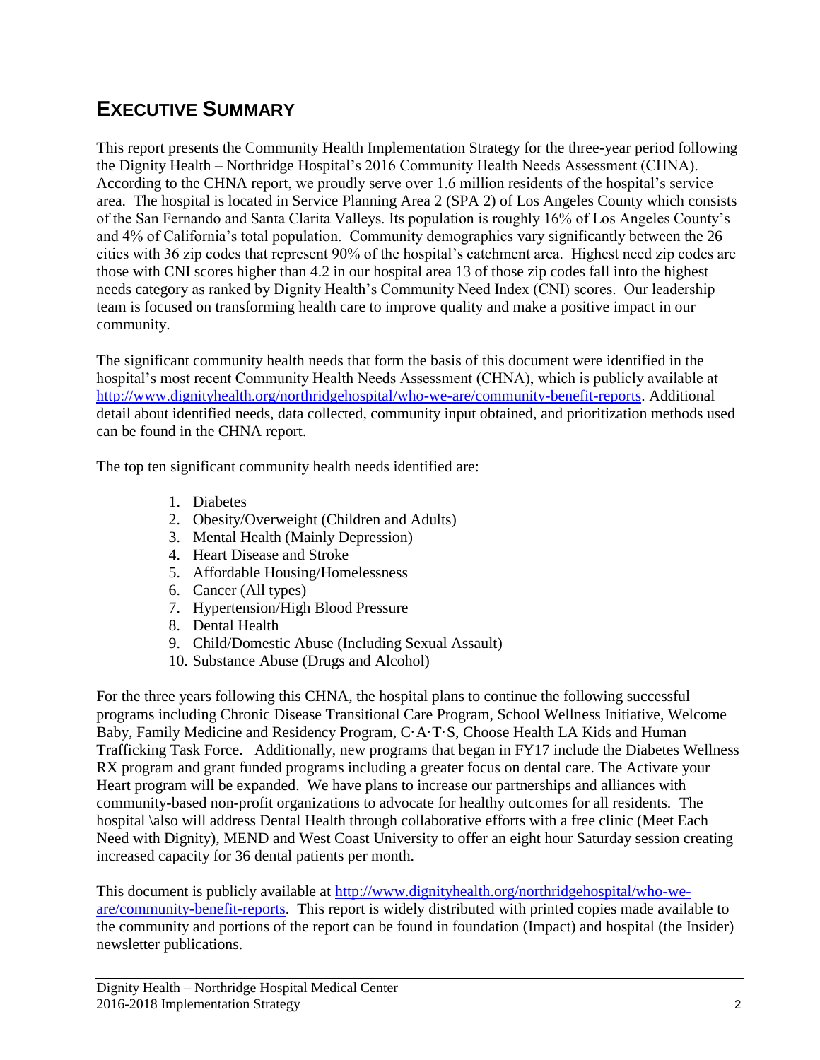# EXECUTIVE SUMMARY

This report presents the Community Health Implementation Strategy for the three-year period following the Dignity Health – Northridge Hospital's 2016 Community Health Needs Assessment (CHNA). According to the CHNA report, we proudly serve over 1.6 million residents of the hospital's service area. The hospital is located in Service Planning Area 2 (SPA 2) of Los Angeles County which consists of the San Fernando and Santa Clarita Valleys. Its population is roughly 16% of Los Angeles County's and 4% of California's total population. Community demographics vary significantly between the 26 cities with 36 zip codes that represent 90% of the hospital's catchment area. Highest need zip codes are those with CNI scores higher than 4.2 in our hospital area 13 of those zip codes fall into the highest needs category as ranked by Dignity Health's Community Need Index (CNI) scores. Our leadership team is focused on transforming health care to improve quality and make a positive impact in our community.

The significant community health needs that form the basis of this document were identified in the hospital's most recent Community Health Needs Assessment (CHNA), which is publicly available at http://www.dignityhealth.org/northridgehospital/who-we-are/community-benefit-reports. Additional detail about identified needs, data collected, community input obtained, and prioritization methods used can be found in the CHNA report.

The top ten significant community health needs identified are:

1. Diabetes
2. Obesity/Overweight (Children and Adults)
3. Mental Health (Mainly Depression)
4. Heart Disease and Stroke
5. Affordable Housing/Homelessness
6. Cancer (All types)
7. Hypertension/High Blood Pressure
8. Dental Health
9. Child/Domestic Abuse (Including Sexual Assault)
10. Substance Abuse (Drugs and Alcohol)

For the three years following this CHNA, the hospital plans to continue the following successful programs including Chronic Disease Transitional Care Program, School Wellness Initiative, Welcome Baby, Family Medicine and Residency Program, C·A·T·S, Choose Health LA Kids and Human Trafficking Task Force. Additionally, new programs that began in FY17 include the Diabetes Wellness RX program and grant funded programs including a greater focus on dental care. The Activate your Heart program will be expanded. We have plans to increase our partnerships and alliances with community-based non-profit organizations to advocate for healthy outcomes for all residents. The hospital \also will address Dental Health through collaborative efforts with a free clinic (Meet Each Need with Dignity), MEND and West Coast University to offer an eight hour Saturday session creating increased capacity for 36 dental patients per month.

This document is publicly available at http://www.dignityhealth.org/northridgehospital/who-we-are/community-benefit-reports. This report is widely distributed with printed copies made available to the community and portions of the report can be found in foundation (Impact) and hospital (the Insider) newsletter publications.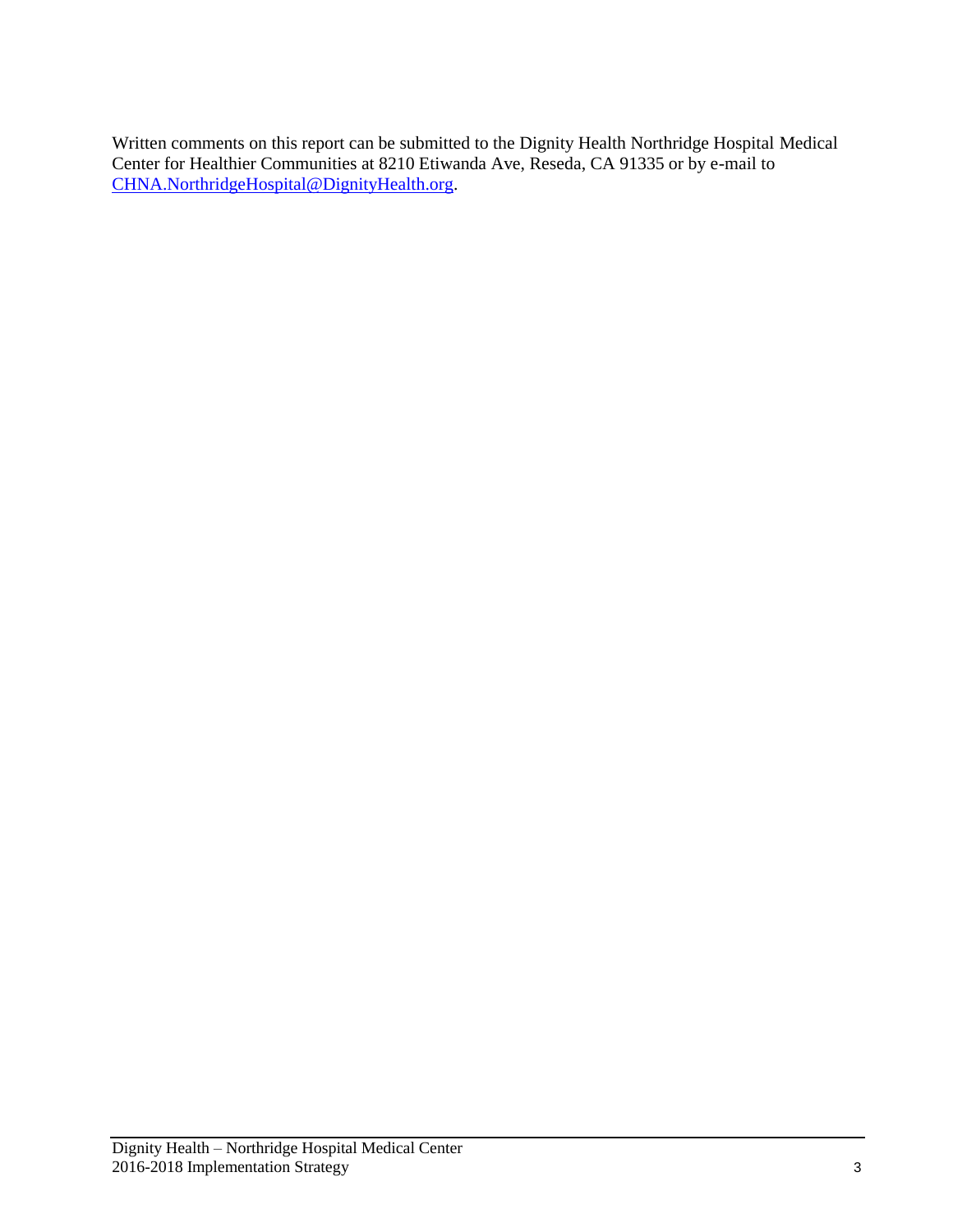Written comments on this report can be submitted to the Dignity Health Northridge Hospital Medical Center for Healthier Communities at 8210 Etiwanda Ave, Reseda, CA 91335 or by e-mail to CHNA.NorthridgeHospital@DignityHealth.org.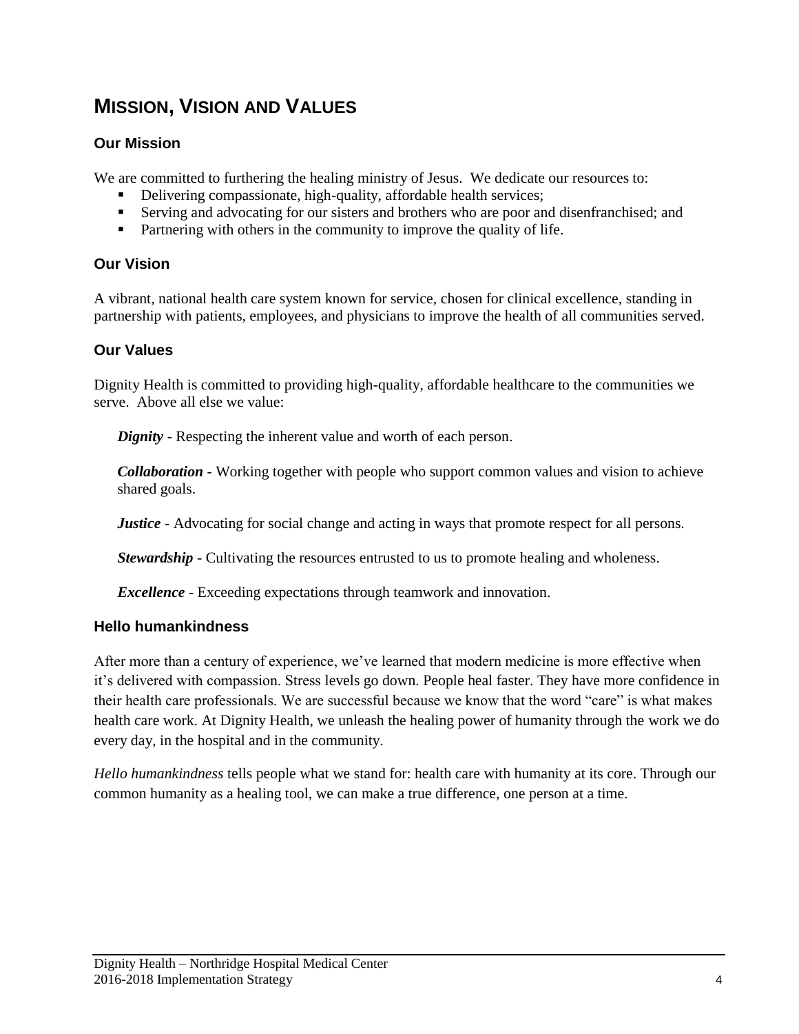# MISSION, VISION AND VALUES

## Our Mission

We are committed to furthering the healing ministry of Jesus. We dedicate our resources to:

- Delivering compassionate, high-quality, affordable health services;
- Serving and advocating for our sisters and brothers who are poor and disenfranchised; and
- Partnering with others in the community to improve the quality of life.

## Our Vision

A vibrant, national health care system known for service, chosen for clinical excellence, standing in partnership with patients, employees, and physicians to improve the health of all communities served.

## Our Values

Dignity Health is committed to providing high-quality, affordable healthcare to the communities we serve. Above all else we value:

***Dignity*** - Respecting the inherent value and worth of each person.

***Collaboration*** - Working together with people who support common values and vision to achieve shared goals.

***Justice*** - Advocating for social change and acting in ways that promote respect for all persons.

***Stewardship*** - Cultivating the resources entrusted to us to promote healing and wholeness.

***Excellence*** - Exceeding expectations through teamwork and innovation.

## Hello humankindness

After more than a century of experience, we've learned that modern medicine is more effective when it's delivered with compassion. Stress levels go down. People heal faster. They have more confidence in their health care professionals. We are successful because we know that the word "care" is what makes health care work. At Dignity Health, we unleash the healing power of humanity through the work we do every day, in the hospital and in the community.

*Hello humankindness* tells people what we stand for: health care with humanity at its core. Through our common humanity as a healing tool, we can make a true difference, one person at a time.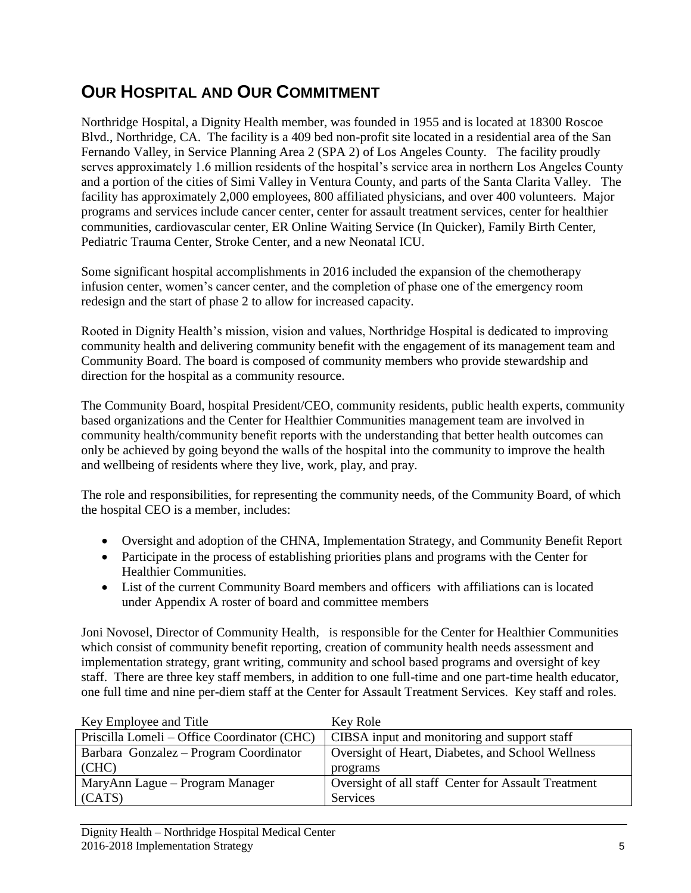# OUR HOSPITAL AND OUR COMMITMENT

Northridge Hospital, a Dignity Health member, was founded in 1955 and is located at 18300 Roscoe Blvd., Northridge, CA. The facility is a 409 bed non-profit site located in a residential area of the San Fernando Valley, in Service Planning Area 2 (SPA 2) of Los Angeles County. The facility proudly serves approximately 1.6 million residents of the hospital's service area in northern Los Angeles County and a portion of the cities of Simi Valley in Ventura County, and parts of the Santa Clarita Valley. The facility has approximately 2,000 employees, 800 affiliated physicians, and over 400 volunteers. Major programs and services include cancer center, center for assault treatment services, center for healthier communities, cardiovascular center, ER Online Waiting Service (In Quicker), Family Birth Center, Pediatric Trauma Center, Stroke Center, and a new Neonatal ICU.

Some significant hospital accomplishments in 2016 included the expansion of the chemotherapy infusion center, women's cancer center, and the completion of phase one of the emergency room redesign and the start of phase 2 to allow for increased capacity.

Rooted in Dignity Health's mission, vision and values, Northridge Hospital is dedicated to improving community health and delivering community benefit with the engagement of its management team and Community Board. The board is composed of community members who provide stewardship and direction for the hospital as a community resource.

The Community Board, hospital President/CEO, community residents, public health experts, community based organizations and the Center for Healthier Communities management team are involved in community health/community benefit reports with the understanding that better health outcomes can only be achieved by going beyond the walls of the hospital into the community to improve the health and wellbeing of residents where they live, work, play, and pray.

The role and responsibilities, for representing the community needs, of the Community Board, of which the hospital CEO is a member, includes:

- Oversight and adoption of the CHNA, Implementation Strategy, and Community Benefit Report
- Participate in the process of establishing priorities plans and programs with the Center for Healthier Communities.
- List of the current Community Board members and officers with affiliations can is located under Appendix A roster of board and committee members

Joni Novosel, Director of Community Health, is responsible for the Center for Healthier Communities which consist of community benefit reporting, creation of community health needs assessment and implementation strategy, grant writing, community and school based programs and oversight of key staff. There are three key staff members, in addition to one full-time and one part-time health educator, one full time and nine per-diem staff at the Center for Assault Treatment Services. Key staff and roles.

| Key Employee and Title | Key Role |
|---|---|
| Priscilla Lomeli – Office Coordinator (CHC) | CIBSA input and monitoring and support staff |
| Barbara Gonzalez – Program Coordinator (CHC) | Oversight of Heart, Diabetes, and School Wellness programs |
| MaryAnn Lague – Program Manager (CATS) | Oversight of all staff Center for Assault Treatment Services |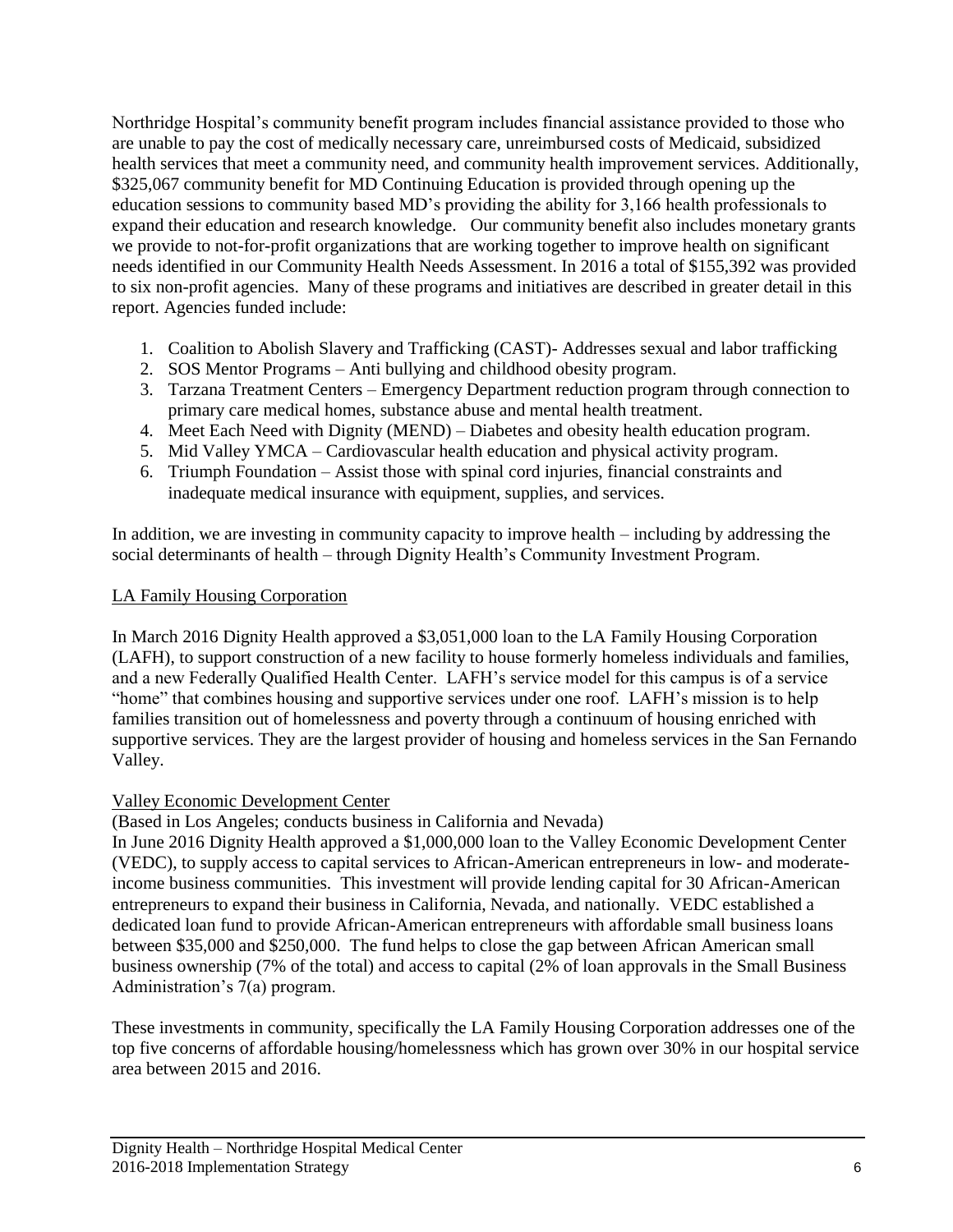Northridge Hospital's community benefit program includes financial assistance provided to those who are unable to pay the cost of medically necessary care, unreimbursed costs of Medicaid, subsidized health services that meet a community need, and community health improvement services. Additionally, $325,067 community benefit for MD Continuing Education is provided through opening up the education sessions to community based MD's providing the ability for 3,166 health professionals to expand their education and research knowledge. Our community benefit also includes monetary grants we provide to not-for-profit organizations that are working together to improve health on significant needs identified in our Community Health Needs Assessment. In 2016 a total of $155,392 was provided to six non-profit agencies. Many of these programs and initiatives are described in greater detail in this report. Agencies funded include:

1. Coalition to Abolish Slavery and Trafficking (CAST)- Addresses sexual and labor trafficking
2. SOS Mentor Programs – Anti bullying and childhood obesity program.
3. Tarzana Treatment Centers – Emergency Department reduction program through connection to primary care medical homes, substance abuse and mental health treatment.
4. Meet Each Need with Dignity (MEND) – Diabetes and obesity health education program.
5. Mid Valley YMCA – Cardiovascular health education and physical activity program.
6. Triumph Foundation – Assist those with spinal cord injuries, financial constraints and inadequate medical insurance with equipment, supplies, and services.

In addition, we are investing in community capacity to improve health – including by addressing the social determinants of health – through Dignity Health's Community Investment Program.

<u>LA Family Housing Corporation</u>

In March 2016 Dignity Health approved a $3,051,000 loan to the LA Family Housing Corporation (LAFH), to support construction of a new facility to house formerly homeless individuals and families, and a new Federally Qualified Health Center. LAFH's service model for this campus is of a service "home" that combines housing and supportive services under one roof. LAFH's mission is to help families transition out of homelessness and poverty through a continuum of housing enriched with supportive services. They are the largest provider of housing and homeless services in the San Fernando Valley.

<u>Valley Economic Development Center</u>

(Based in Los Angeles; conducts business in California and Nevada)

In June 2016 Dignity Health approved a $1,000,000 loan to the Valley Economic Development Center (VEDC), to supply access to capital services to African-American entrepreneurs in low- and moderate-income business communities. This investment will provide lending capital for 30 African-American entrepreneurs to expand their business in California, Nevada, and nationally. VEDC established a dedicated loan fund to provide African-American entrepreneurs with affordable small business loans between $35,000 and $250,000. The fund helps to close the gap between African American small business ownership (7% of the total) and access to capital (2% of loan approvals in the Small Business Administration's 7(a) program.

These investments in community, specifically the LA Family Housing Corporation addresses one of the top five concerns of affordable housing/homelessness which has grown over 30% in our hospital service area between 2015 and 2016.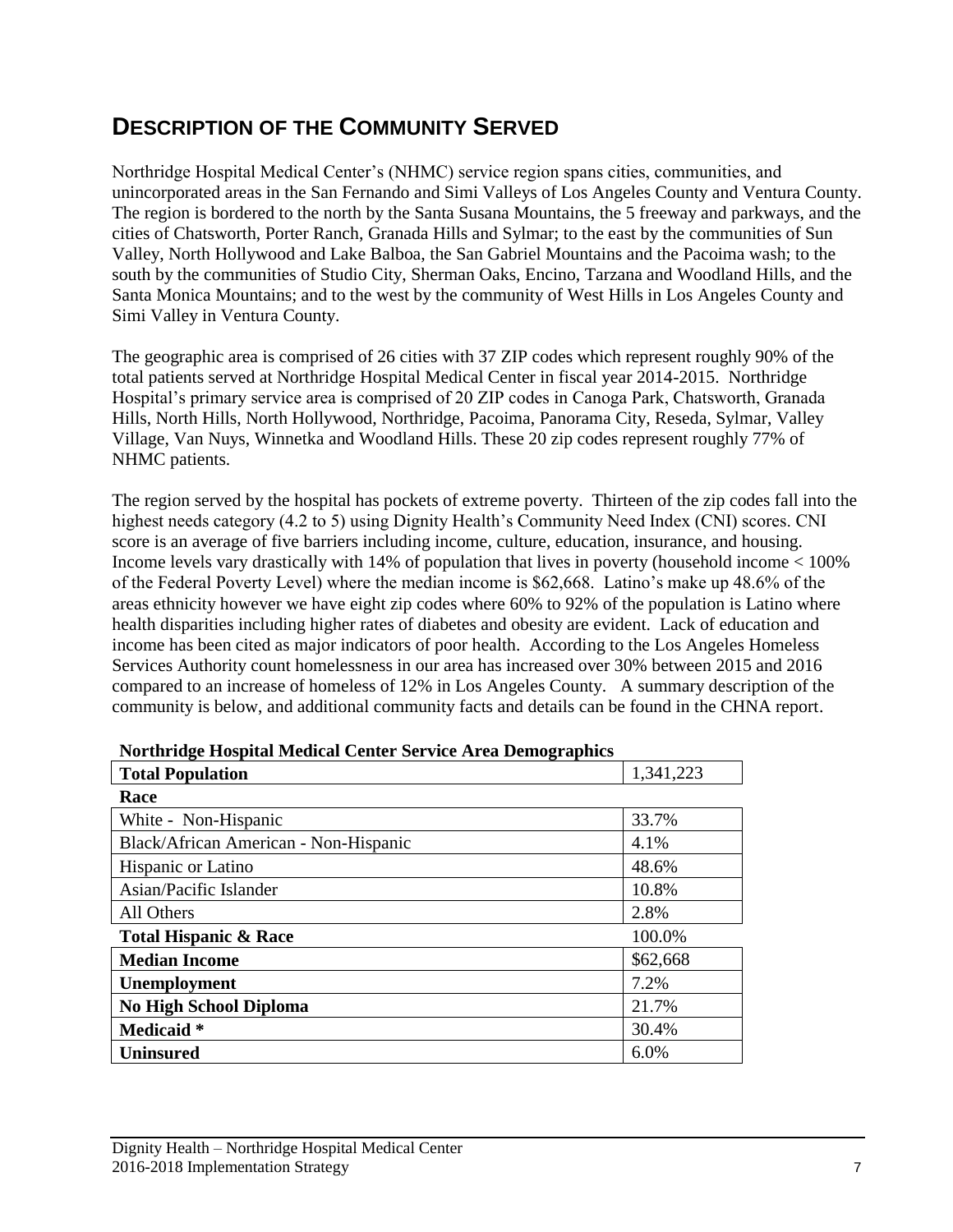## Description of the Community Served

Northridge Hospital Medical Center's (NHMC) service region spans cities, communities, and unincorporated areas in the San Fernando and Simi Valleys of Los Angeles County and Ventura County. The region is bordered to the north by the Santa Susana Mountains, the 5 freeway and parkways, and the cities of Chatsworth, Porter Ranch, Granada Hills and Sylmar; to the east by the communities of Sun Valley, North Hollywood and Lake Balboa, the San Gabriel Mountains and the Pacoima wash; to the south by the communities of Studio City, Sherman Oaks, Encino, Tarzana and Woodland Hills, and the Santa Monica Mountains; and to the west by the community of West Hills in Los Angeles County and Simi Valley in Ventura County.

The geographic area is comprised of 26 cities with 37 ZIP codes which represent roughly 90% of the total patients served at Northridge Hospital Medical Center in fiscal year 2014-2015. Northridge Hospital's primary service area is comprised of 20 ZIP codes in Canoga Park, Chatsworth, Granada Hills, North Hills, North Hollywood, Northridge, Pacoima, Panorama City, Reseda, Sylmar, Valley Village, Van Nuys, Winnetka and Woodland Hills. These 20 zip codes represent roughly 77% of NHMC patients.

The region served by the hospital has pockets of extreme poverty. Thirteen of the zip codes fall into the highest needs category (4.2 to 5) using Dignity Health's Community Need Index (CNI) scores. CNI score is an average of five barriers including income, culture, education, insurance, and housing. Income levels vary drastically with 14% of population that lives in poverty (household income < 100% of the Federal Poverty Level) where the median income is $62,668. Latino's make up 48.6% of the areas ethnicity however we have eight zip codes where 60% to 92% of the population is Latino where health disparities including higher rates of diabetes and obesity are evident. Lack of education and income has been cited as major indicators of poor health. According to the Los Angeles Homeless Services Authority count homelessness in our area has increased over 30% between 2015 and 2016 compared to an increase of homeless of 12% in Los Angeles County. A summary description of the community is below, and additional community facts and details can be found in the CHNA report.

**Northridge Hospital Medical Center Service Area Demographics**

| **Total Population** | 1,341,223 |
|---|---|
| **Race** | |
| White - Non-Hispanic | 33.7% |
| Black/African American - Non-Hispanic | 4.1% |
| Hispanic or Latino | 48.6% |
| Asian/Pacific Islander | 10.8% |
| All Others | 2.8% |
| **Total Hispanic & Race** | 100.0% |
| **Median Income** | $62,668 |
| **Unemployment** | 7.2% |
| **No High School Diploma** | 21.7% |
| **Medicaid** * | 30.4% |
| **Uninsured** | 6.0% |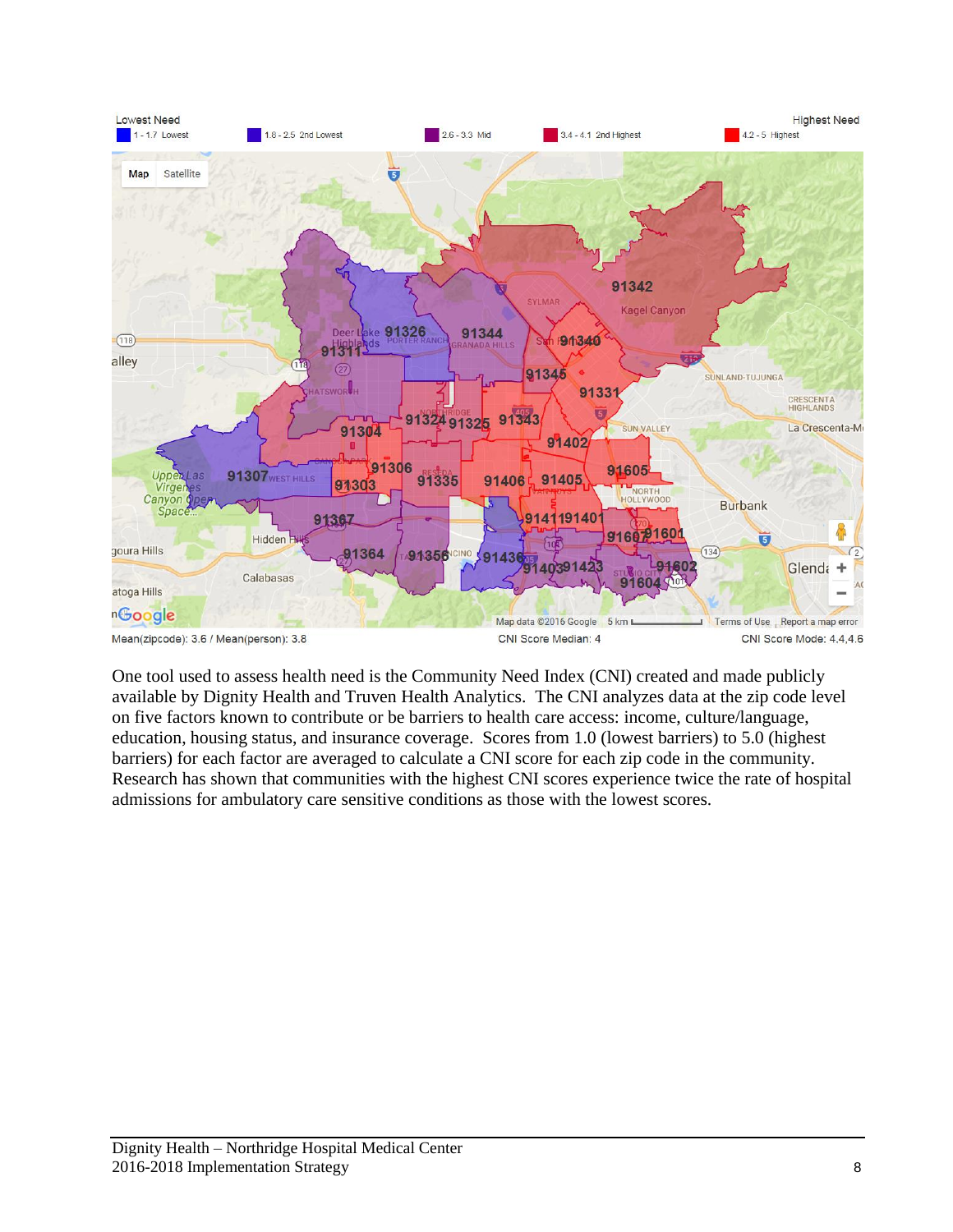Lowest Need | Highest Need

- 1 - 1.7 Lowest
- 1.8 - 2.5 2nd Lowest
- 2.6 - 3.3 Mid
- 3.4 - 4.1 2nd Highest
- 4.2 - 5 Highest

Mean(zipcode): 3.6 / Mean(person): 3.8 | CNI Score Median: 4 | CNI Score Mode: 4,4,4.6

One tool used to assess health need is the Community Need Index (CNI) created and made publicly available by Dignity Health and Truven Health Analytics. The CNI analyzes data at the zip code level on five factors known to contribute or be barriers to health care access: income, culture/language, education, housing status, and insurance coverage. Scores from 1.0 (lowest barriers) to 5.0 (highest barriers) for each factor are averaged to calculate a CNI score for each zip code in the community. Research has shown that communities with the highest CNI scores experience twice the rate of hospital admissions for ambulatory care sensitive conditions as those with the lowest scores.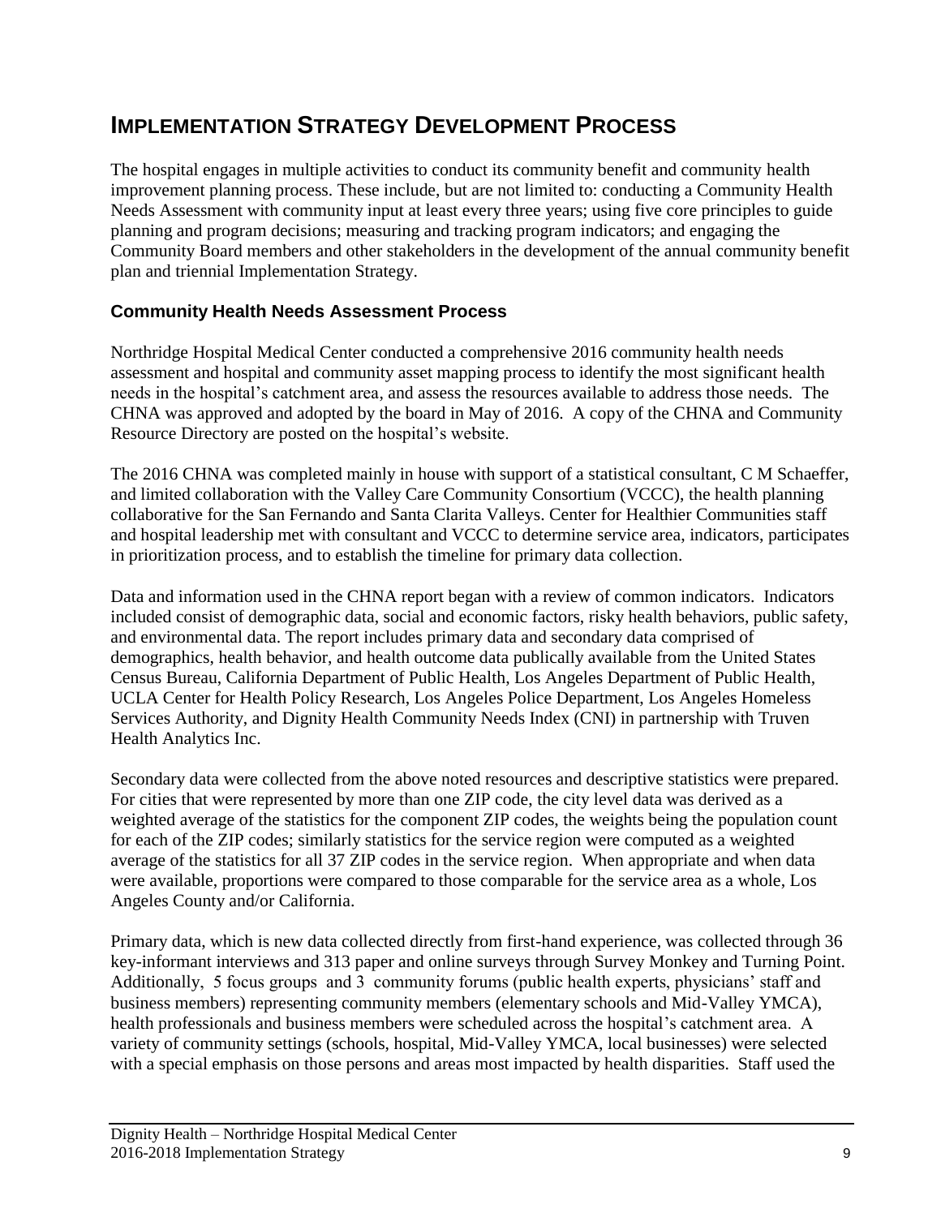# IMPLEMENTATION STRATEGY DEVELOPMENT PROCESS

The hospital engages in multiple activities to conduct its community benefit and community health improvement planning process. These include, but are not limited to: conducting a Community Health Needs Assessment with community input at least every three years; using five core principles to guide planning and program decisions; measuring and tracking program indicators; and engaging the Community Board members and other stakeholders in the development of the annual community benefit plan and triennial Implementation Strategy.

## Community Health Needs Assessment Process

Northridge Hospital Medical Center conducted a comprehensive 2016 community health needs assessment and hospital and community asset mapping process to identify the most significant health needs in the hospital's catchment area, and assess the resources available to address those needs. The CHNA was approved and adopted by the board in May of 2016. A copy of the CHNA and Community Resource Directory are posted on the hospital's website.

The 2016 CHNA was completed mainly in house with support of a statistical consultant, C M Schaeffer, and limited collaboration with the Valley Care Community Consortium (VCCC), the health planning collaborative for the San Fernando and Santa Clarita Valleys. Center for Healthier Communities staff and hospital leadership met with consultant and VCCC to determine service area, indicators, participates in prioritization process, and to establish the timeline for primary data collection.

Data and information used in the CHNA report began with a review of common indicators. Indicators included consist of demographic data, social and economic factors, risky health behaviors, public safety, and environmental data. The report includes primary data and secondary data comprised of demographics, health behavior, and health outcome data publically available from the United States Census Bureau, California Department of Public Health, Los Angeles Department of Public Health, UCLA Center for Health Policy Research, Los Angeles Police Department, Los Angeles Homeless Services Authority, and Dignity Health Community Needs Index (CNI) in partnership with Truven Health Analytics Inc.

Secondary data were collected from the above noted resources and descriptive statistics were prepared. For cities that were represented by more than one ZIP code, the city level data was derived as a weighted average of the statistics for the component ZIP codes, the weights being the population count for each of the ZIP codes; similarly statistics for the service region were computed as a weighted average of the statistics for all 37 ZIP codes in the service region. When appropriate and when data were available, proportions were compared to those comparable for the service area as a whole, Los Angeles County and/or California.

Primary data, which is new data collected directly from first-hand experience, was collected through 36 key-informant interviews and 313 paper and online surveys through Survey Monkey and Turning Point. Additionally, 5 focus groups and 3 community forums (public health experts, physicians' staff and business members) representing community members (elementary schools and Mid-Valley YMCA), health professionals and business members were scheduled across the hospital's catchment area. A variety of community settings (schools, hospital, Mid-Valley YMCA, local businesses) were selected with a special emphasis on those persons and areas most impacted by health disparities. Staff used the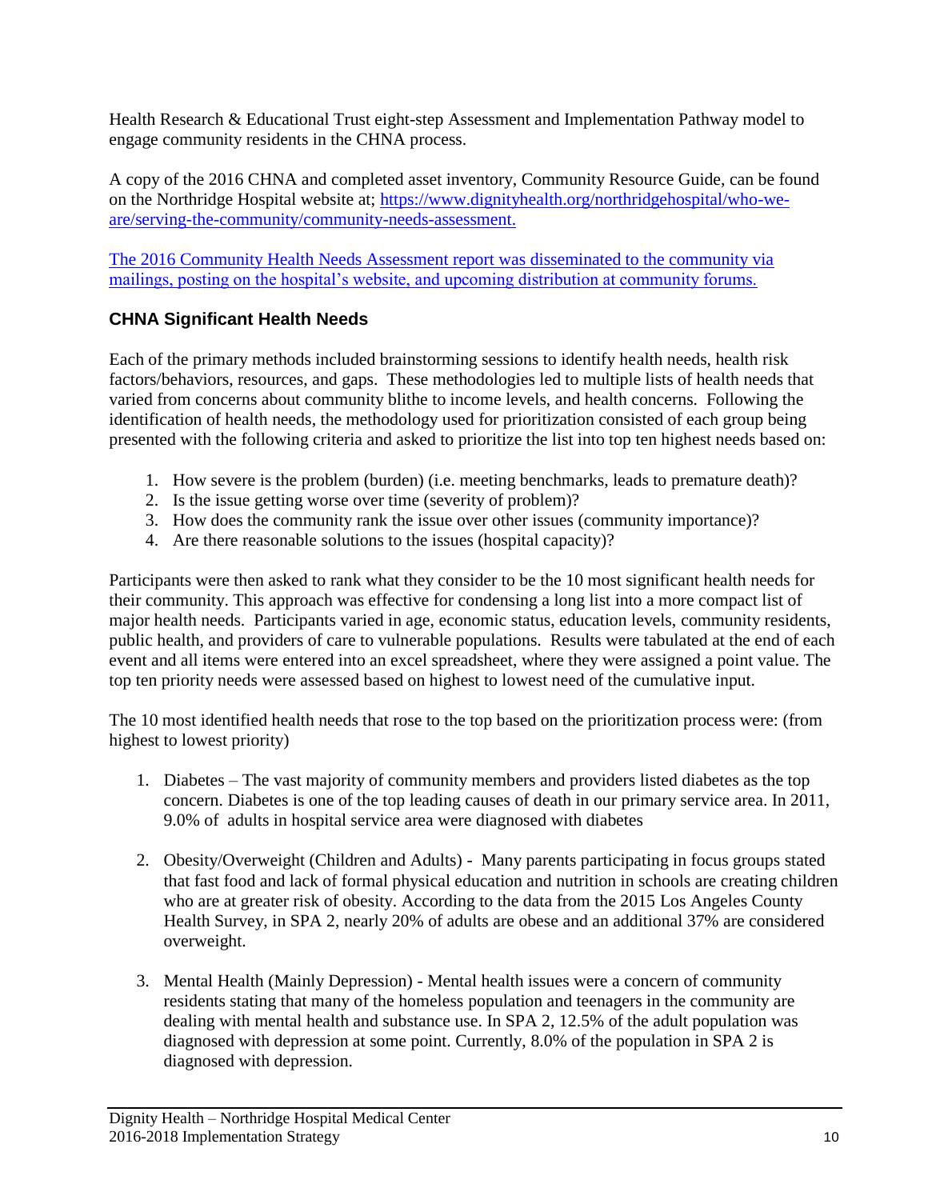Health Research & Educational Trust eight-step Assessment and Implementation Pathway model to engage community residents in the CHNA process.

A copy of the 2016 CHNA and completed asset inventory, Community Resource Guide, can be found on the Northridge Hospital website at; [https://www.dignityhealth.org/northridgehospital/who-we-are/serving-the-community/community-needs-assessment.](https://www.dignityhealth.org/northridgehospital/who-we-are/serving-the-community/community-needs-assessment)

The 2016 Community Health Needs Assessment report was disseminated to the community via mailings, posting on the hospital's website, and upcoming distribution at community forums.

### CHNA Significant Health Needs

Each of the primary methods included brainstorming sessions to identify health needs, health risk factors/behaviors, resources, and gaps. These methodologies led to multiple lists of health needs that varied from concerns about community blithe to income levels, and health concerns. Following the identification of health needs, the methodology used for prioritization consisted of each group being presented with the following criteria and asked to prioritize the list into top ten highest needs based on:

1. How severe is the problem (burden) (i.e. meeting benchmarks, leads to premature death)?
2. Is the issue getting worse over time (severity of problem)?
3. How does the community rank the issue over other issues (community importance)?
4. Are there reasonable solutions to the issues (hospital capacity)?

Participants were then asked to rank what they consider to be the 10 most significant health needs for their community. This approach was effective for condensing a long list into a more compact list of major health needs. Participants varied in age, economic status, education levels, community residents, public health, and providers of care to vulnerable populations. Results were tabulated at the end of each event and all items were entered into an excel spreadsheet, where they were assigned a point value. The top ten priority needs were assessed based on highest to lowest need of the cumulative input.

The 10 most identified health needs that rose to the top based on the prioritization process were: (from highest to lowest priority)

1. Diabetes – The vast majority of community members and providers listed diabetes as the top concern. Diabetes is one of the top leading causes of death in our primary service area. In 2011, 9.0% of adults in hospital service area were diagnosed with diabetes

2. Obesity/Overweight (Children and Adults) - Many parents participating in focus groups stated that fast food and lack of formal physical education and nutrition in schools are creating children who are at greater risk of obesity. According to the data from the 2015 Los Angeles County Health Survey, in SPA 2, nearly 20% of adults are obese and an additional 37% are considered overweight.

3. Mental Health (Mainly Depression) - Mental health issues were a concern of community residents stating that many of the homeless population and teenagers in the community are dealing with mental health and substance use. In SPA 2, 12.5% of the adult population was diagnosed with depression at some point. Currently, 8.0% of the population in SPA 2 is diagnosed with depression.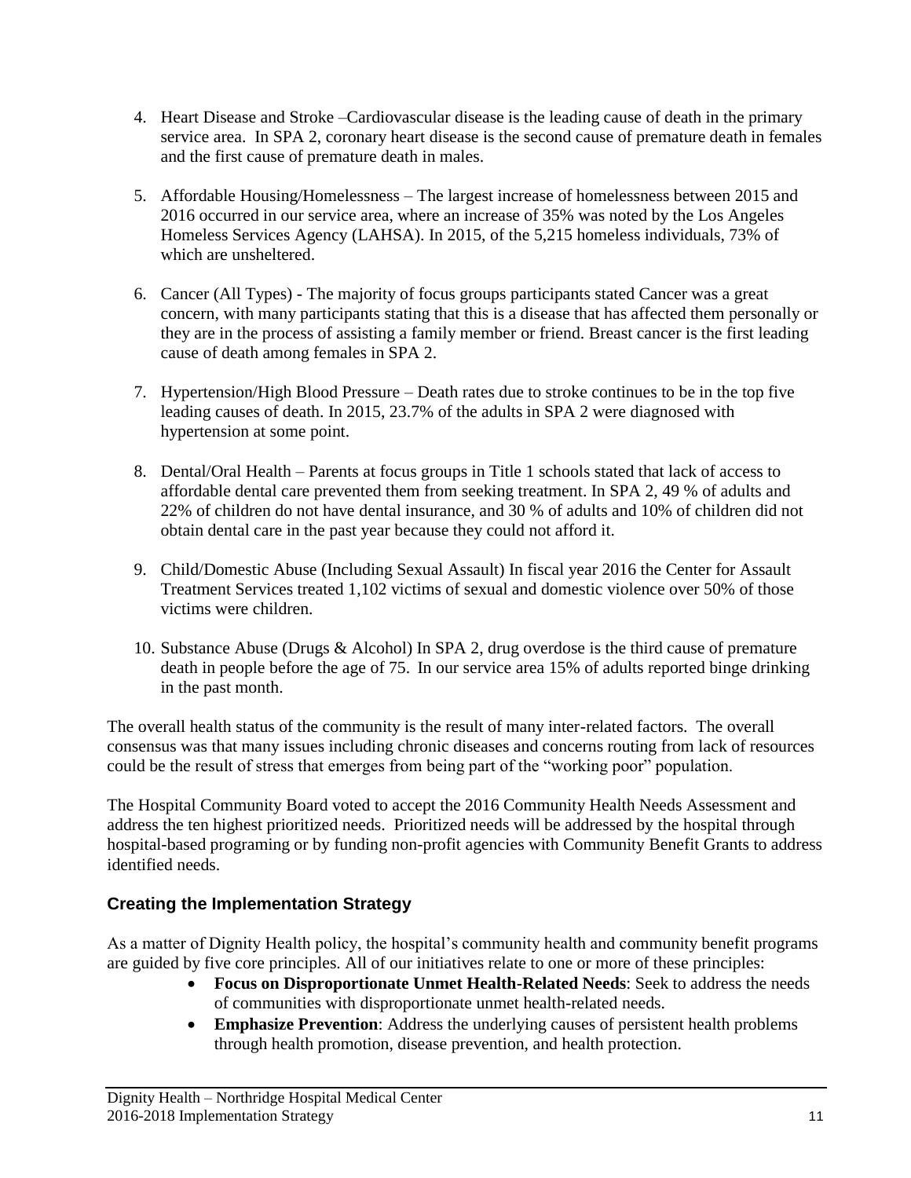4. Heart Disease and Stroke –Cardiovascular disease is the leading cause of death in the primary service area. In SPA 2, coronary heart disease is the second cause of premature death in females and the first cause of premature death in males.

5. Affordable Housing/Homelessness – The largest increase of homelessness between 2015 and 2016 occurred in our service area, where an increase of 35% was noted by the Los Angeles Homeless Services Agency (LAHSA). In 2015, of the 5,215 homeless individuals, 73% of which are unsheltered.

6. Cancer (All Types) - The majority of focus groups participants stated Cancer was a great concern, with many participants stating that this is a disease that has affected them personally or they are in the process of assisting a family member or friend. Breast cancer is the first leading cause of death among females in SPA 2.

7. Hypertension/High Blood Pressure – Death rates due to stroke continues to be in the top five leading causes of death. In 2015, 23.7% of the adults in SPA 2 were diagnosed with hypertension at some point.

8. Dental/Oral Health – Parents at focus groups in Title 1 schools stated that lack of access to affordable dental care prevented them from seeking treatment. In SPA 2, 49 % of adults and 22% of children do not have dental insurance, and 30 % of adults and 10% of children did not obtain dental care in the past year because they could not afford it.

9. Child/Domestic Abuse (Including Sexual Assault) In fiscal year 2016 the Center for Assault Treatment Services treated 1,102 victims of sexual and domestic violence over 50% of those victims were children.

10. Substance Abuse (Drugs & Alcohol) In SPA 2, drug overdose is the third cause of premature death in people before the age of 75. In our service area 15% of adults reported binge drinking in the past month.

The overall health status of the community is the result of many inter-related factors. The overall consensus was that many issues including chronic diseases and concerns routing from lack of resources could be the result of stress that emerges from being part of the "working poor" population.

The Hospital Community Board voted to accept the 2016 Community Health Needs Assessment and address the ten highest prioritized needs. Prioritized needs will be addressed by the hospital through hospital-based programing or by funding non-profit agencies with Community Benefit Grants to address identified needs.

### Creating the Implementation Strategy

As a matter of Dignity Health policy, the hospital's community health and community benefit programs are guided by five core principles. All of our initiatives relate to one or more of these principles:

- **Focus on Disproportionate Unmet Health-Related Needs**: Seek to address the needs of communities with disproportionate unmet health-related needs.
- **Emphasize Prevention**: Address the underlying causes of persistent health problems through health promotion, disease prevention, and health protection.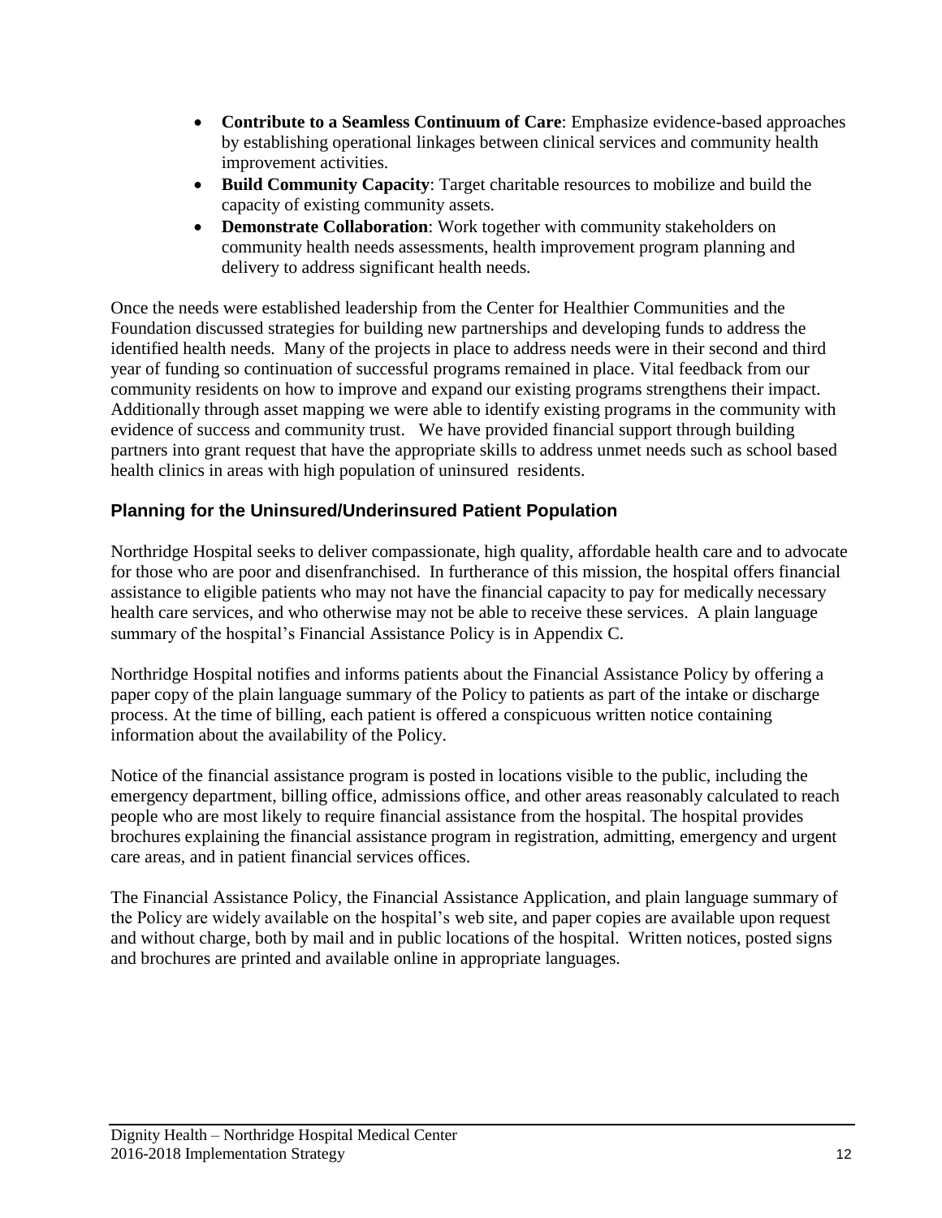- **Contribute to a Seamless Continuum of Care**: Emphasize evidence-based approaches by establishing operational linkages between clinical services and community health improvement activities.
- **Build Community Capacity**: Target charitable resources to mobilize and build the capacity of existing community assets.
- **Demonstrate Collaboration**: Work together with community stakeholders on community health needs assessments, health improvement program planning and delivery to address significant health needs.

Once the needs were established leadership from the Center for Healthier Communities and the Foundation discussed strategies for building new partnerships and developing funds to address the identified health needs. Many of the projects in place to address needs were in their second and third year of funding so continuation of successful programs remained in place. Vital feedback from our community residents on how to improve and expand our existing programs strengthens their impact. Additionally through asset mapping we were able to identify existing programs in the community with evidence of success and community trust. We have provided financial support through building partners into grant request that have the appropriate skills to address unmet needs such as school based health clinics in areas with high population of uninsured residents.

## Planning for the Uninsured/Underinsured Patient Population

Northridge Hospital seeks to deliver compassionate, high quality, affordable health care and to advocate for those who are poor and disenfranchised. In furtherance of this mission, the hospital offers financial assistance to eligible patients who may not have the financial capacity to pay for medically necessary health care services, and who otherwise may not be able to receive these services. A plain language summary of the hospital's Financial Assistance Policy is in Appendix C.

Northridge Hospital notifies and informs patients about the Financial Assistance Policy by offering a paper copy of the plain language summary of the Policy to patients as part of the intake or discharge process. At the time of billing, each patient is offered a conspicuous written notice containing information about the availability of the Policy.

Notice of the financial assistance program is posted in locations visible to the public, including the emergency department, billing office, admissions office, and other areas reasonably calculated to reach people who are most likely to require financial assistance from the hospital. The hospital provides brochures explaining the financial assistance program in registration, admitting, emergency and urgent care areas, and in patient financial services offices.

The Financial Assistance Policy, the Financial Assistance Application, and plain language summary of the Policy are widely available on the hospital's web site, and paper copies are available upon request and without charge, both by mail and in public locations of the hospital. Written notices, posted signs and brochures are printed and available online in appropriate languages.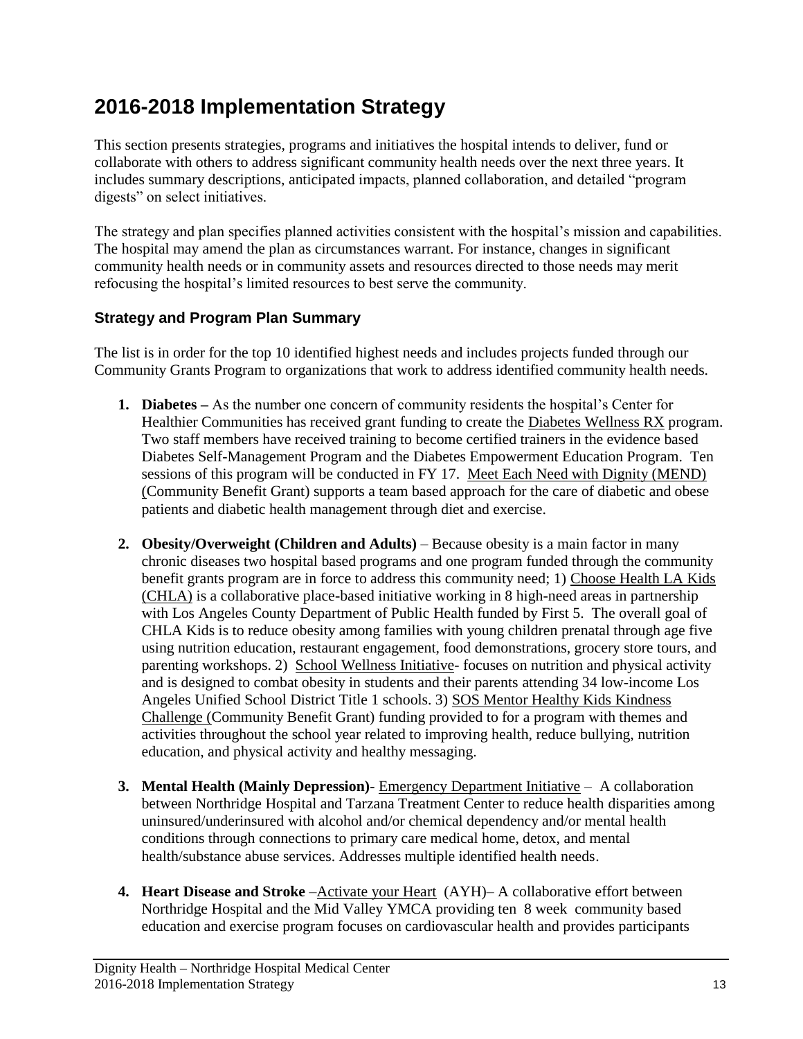# 2016-2018 Implementation Strategy

This section presents strategies, programs and initiatives the hospital intends to deliver, fund or collaborate with others to address significant community health needs over the next three years. It includes summary descriptions, anticipated impacts, planned collaboration, and detailed "program digests" on select initiatives.

The strategy and plan specifies planned activities consistent with the hospital's mission and capabilities. The hospital may amend the plan as circumstances warrant. For instance, changes in significant community health needs or in community assets and resources directed to those needs may merit refocusing the hospital's limited resources to best serve the community.

### Strategy and Program Plan Summary

The list is in order for the top 10 identified highest needs and includes projects funded through our Community Grants Program to organizations that work to address identified community health needs.

1. **Diabetes –** As the number one concern of community residents the hospital's Center for Healthier Communities has received grant funding to create the Diabetes Wellness RX program. Two staff members have received training to become certified trainers in the evidence based Diabetes Self-Management Program and the Diabetes Empowerment Education Program. Ten sessions of this program will be conducted in FY 17. Meet Each Need with Dignity (MEND) (Community Benefit Grant) supports a team based approach for the care of diabetic and obese patients and diabetic health management through diet and exercise.

2. **Obesity/Overweight (Children and Adults)** – Because obesity is a main factor in many chronic diseases two hospital based programs and one program funded through the community benefit grants program are in force to address this community need; 1) Choose Health LA Kids (CHLA) is a collaborative place-based initiative working in 8 high-need areas in partnership with Los Angeles County Department of Public Health funded by First 5. The overall goal of CHLA Kids is to reduce obesity among families with young children prenatal through age five using nutrition education, restaurant engagement, food demonstrations, grocery store tours, and parenting workshops. 2) School Wellness Initiative- focuses on nutrition and physical activity and is designed to combat obesity in students and their parents attending 34 low-income Los Angeles Unified School District Title 1 schools. 3) SOS Mentor Healthy Kids Kindness Challenge (Community Benefit Grant) funding provided to for a program with themes and activities throughout the school year related to improving health, reduce bullying, nutrition education, and physical activity and healthy messaging.

3. **Mental Health (Mainly Depression)**- Emergency Department Initiative – A collaboration between Northridge Hospital and Tarzana Treatment Center to reduce health disparities among uninsured/underinsured with alcohol and/or chemical dependency and/or mental health conditions through connections to primary care medical home, detox, and mental health/substance abuse services. Addresses multiple identified health needs.

4. **Heart Disease and Stroke** –Activate your Heart (AYH)– A collaborative effort between Northridge Hospital and the Mid Valley YMCA providing ten 8 week community based education and exercise program focuses on cardiovascular health and provides participants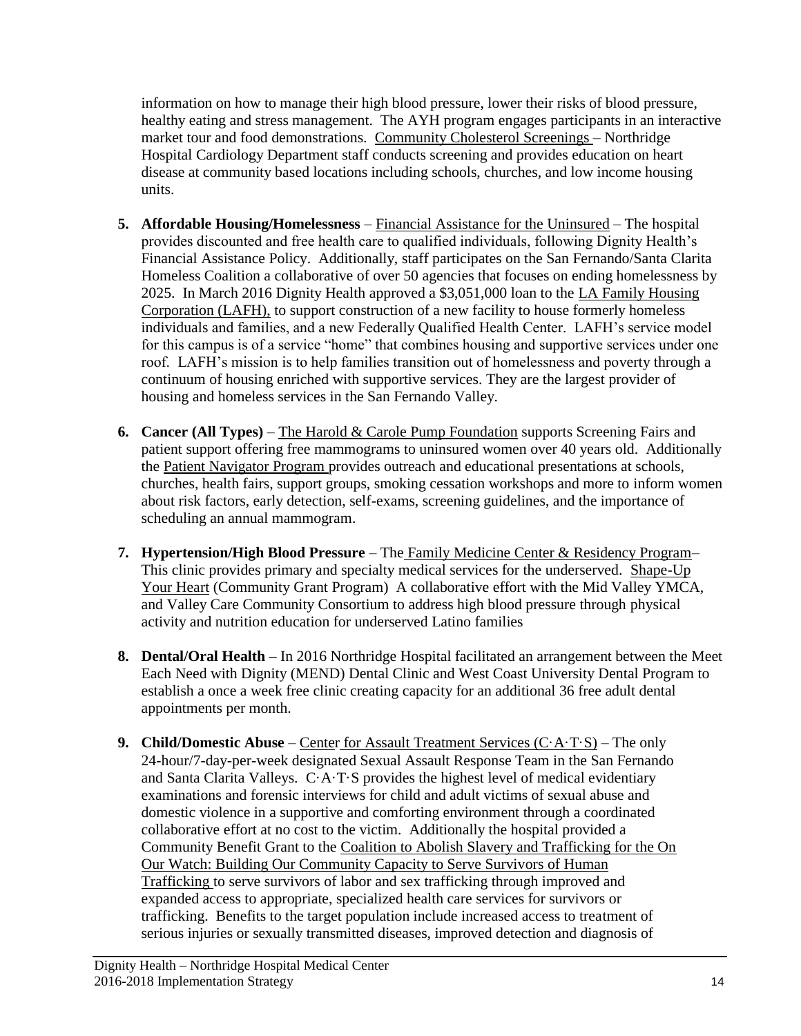information on how to manage their high blood pressure, lower their risks of blood pressure, healthy eating and stress management. The AYH program engages participants in an interactive market tour and food demonstrations. Community Cholesterol Screenings – Northridge Hospital Cardiology Department staff conducts screening and provides education on heart disease at community based locations including schools, churches, and low income housing units.

5. **Affordable Housing/Homelessness** – Financial Assistance for the Uninsured – The hospital provides discounted and free health care to qualified individuals, following Dignity Health's Financial Assistance Policy. Additionally, staff participates on the San Fernando/Santa Clarita Homeless Coalition a collaborative of over 50 agencies that focuses on ending homelessness by 2025. In March 2016 Dignity Health approved a $3,051,000 loan to the LA Family Housing Corporation (LAFH), to support construction of a new facility to house formerly homeless individuals and families, and a new Federally Qualified Health Center. LAFH's service model for this campus is of a service "home" that combines housing and supportive services under one roof. LAFH's mission is to help families transition out of homelessness and poverty through a continuum of housing enriched with supportive services. They are the largest provider of housing and homeless services in the San Fernando Valley.

6. **Cancer (All Types)** – The Harold & Carole Pump Foundation supports Screening Fairs and patient support offering free mammograms to uninsured women over 40 years old. Additionally the Patient Navigator Program provides outreach and educational presentations at schools, churches, health fairs, support groups, smoking cessation workshops and more to inform women about risk factors, early detection, self-exams, screening guidelines, and the importance of scheduling an annual mammogram.

7. **Hypertension/High Blood Pressure** – The Family Medicine Center & Residency Program– This clinic provides primary and specialty medical services for the underserved. Shape-Up Your Heart (Community Grant Program) A collaborative effort with the Mid Valley YMCA, and Valley Care Community Consortium to address high blood pressure through physical activity and nutrition education for underserved Latino families

8. **Dental/Oral Health –** In 2016 Northridge Hospital facilitated an arrangement between the Meet Each Need with Dignity (MEND) Dental Clinic and West Coast University Dental Program to establish a once a week free clinic creating capacity for an additional 36 free adult dental appointments per month.

9. **Child/Domestic Abuse** – Center for Assault Treatment Services (C·A·T·S) – The only 24-hour/7-day-per-week designated Sexual Assault Response Team in the San Fernando and Santa Clarita Valleys. C·A·T·S provides the highest level of medical evidentiary examinations and forensic interviews for child and adult victims of sexual abuse and domestic violence in a supportive and comforting environment through a coordinated collaborative effort at no cost to the victim. Additionally the hospital provided a Community Benefit Grant to the Coalition to Abolish Slavery and Trafficking for the On Our Watch: Building Our Community Capacity to Serve Survivors of Human Trafficking to serve survivors of labor and sex trafficking through improved and expanded access to appropriate, specialized health care services for survivors or trafficking. Benefits to the target population include increased access to treatment of serious injuries or sexually transmitted diseases, improved detection and diagnosis of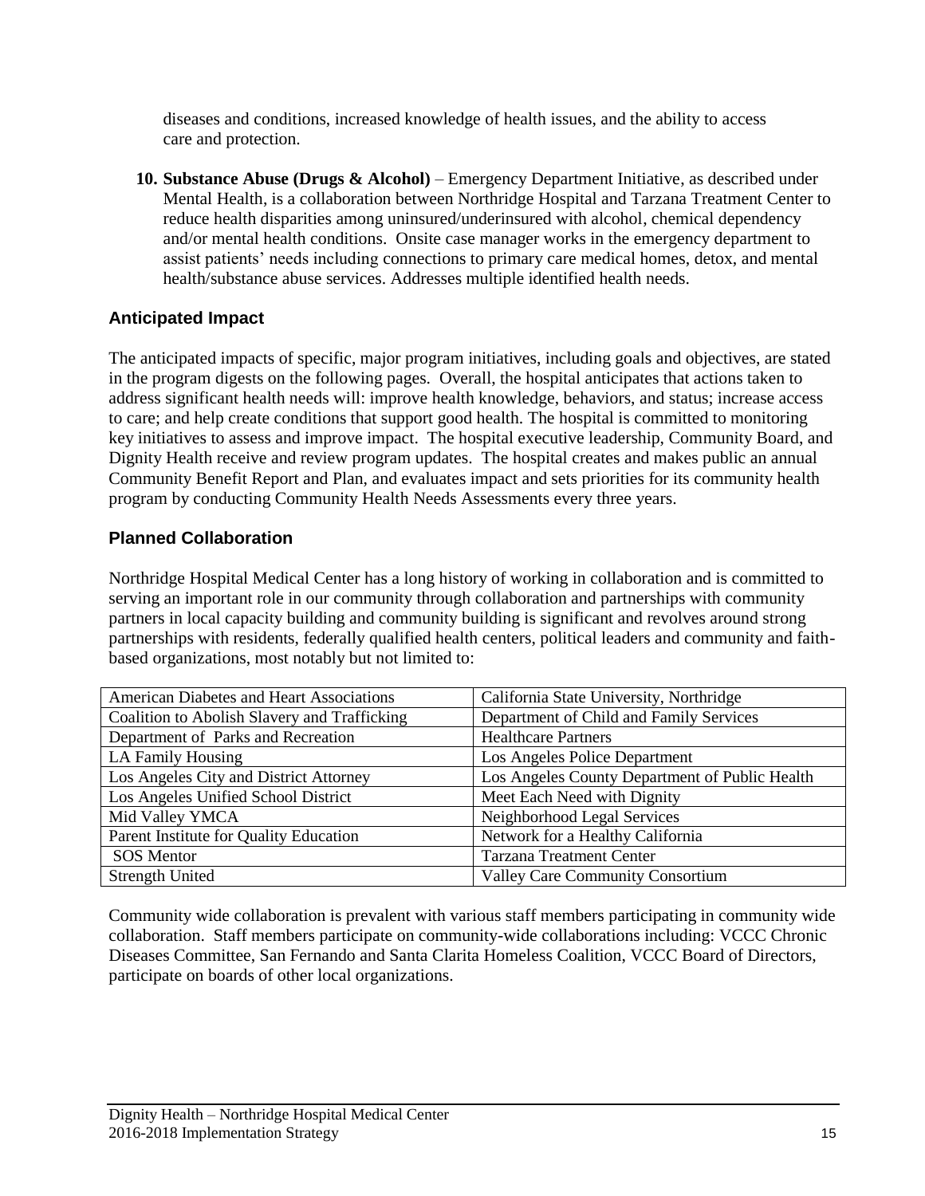diseases and conditions, increased knowledge of health issues, and the ability to access care and protection.

10. **Substance Abuse (Drugs & Alcohol)** – Emergency Department Initiative, as described under Mental Health, is a collaboration between Northridge Hospital and Tarzana Treatment Center to reduce health disparities among uninsured/underinsured with alcohol, chemical dependency and/or mental health conditions. Onsite case manager works in the emergency department to assist patients' needs including connections to primary care medical homes, detox, and mental health/substance abuse services. Addresses multiple identified health needs.

### Anticipated Impact

The anticipated impacts of specific, major program initiatives, including goals and objectives, are stated in the program digests on the following pages. Overall, the hospital anticipates that actions taken to address significant health needs will: improve health knowledge, behaviors, and status; increase access to care; and help create conditions that support good health. The hospital is committed to monitoring key initiatives to assess and improve impact. The hospital executive leadership, Community Board, and Dignity Health receive and review program updates. The hospital creates and makes public an annual Community Benefit Report and Plan, and evaluates impact and sets priorities for its community health program by conducting Community Health Needs Assessments every three years.

### Planned Collaboration

Northridge Hospital Medical Center has a long history of working in collaboration and is committed to serving an important role in our community through collaboration and partnerships with community partners in local capacity building and community building is significant and revolves around strong partnerships with residents, federally qualified health centers, political leaders and community and faith-based organizations, most notably but not limited to:

| | |
|---|---|
| American Diabetes and Heart Associations | California State University, Northridge |
| Coalition to Abolish Slavery and Trafficking | Department of Child and Family Services |
| Department of Parks and Recreation | Healthcare Partners |
| LA Family Housing | Los Angeles Police Department |
| Los Angeles City and District Attorney | Los Angeles County Department of Public Health |
| Los Angeles Unified School District | Meet Each Need with Dignity |
| Mid Valley YMCA | Neighborhood Legal Services |
| Parent Institute for Quality Education | Network for a Healthy California |
| SOS Mentor | Tarzana Treatment Center |
| Strength United | Valley Care Community Consortium |

Community wide collaboration is prevalent with various staff members participating in community wide collaboration. Staff members participate on community-wide collaborations including: VCCC Chronic Diseases Committee, San Fernando and Santa Clarita Homeless Coalition, VCCC Board of Directors, participate on boards of other local organizations.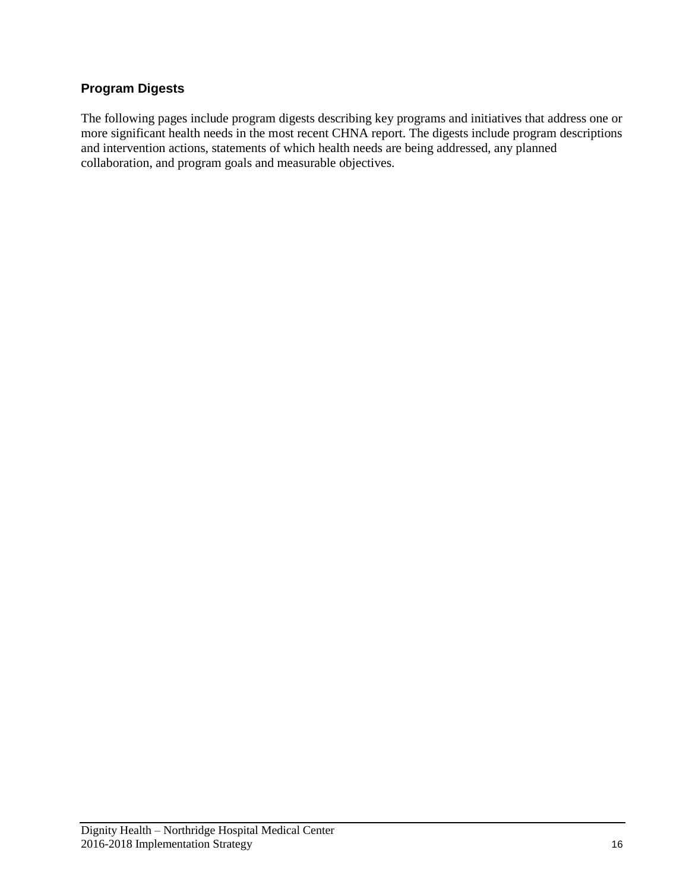## Program Digests

The following pages include program digests describing key programs and initiatives that address one or more significant health needs in the most recent CHNA report. The digests include program descriptions and intervention actions, statements of which health needs are being addressed, any planned collaboration, and program goals and measurable objectives.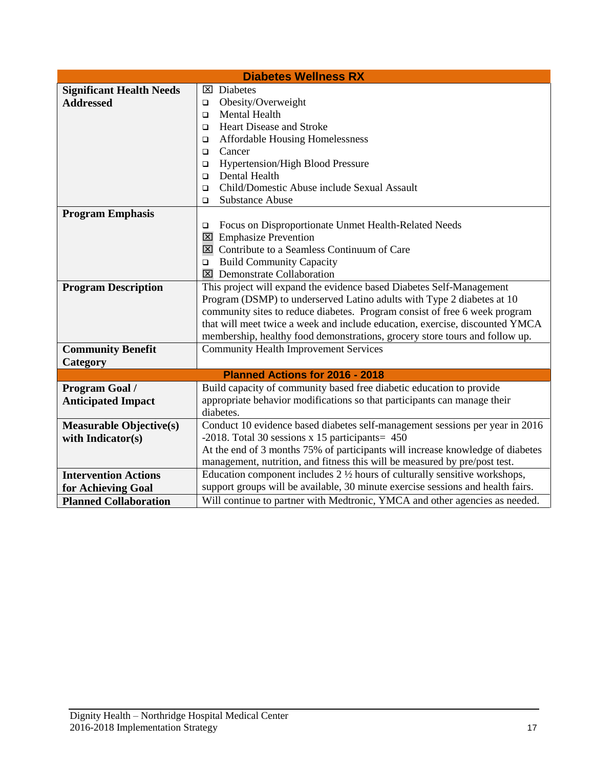| Diabetes Wellness RX | |
|---|---|
| **Significant Health Needs Addressed** | ☒ Diabetes<br>❑ Obesity/Overweight<br>❑ Mental Health<br>❑ Heart Disease and Stroke<br>❑ Affordable Housing Homelessness<br>❑ Cancer<br>❑ Hypertension/High Blood Pressure<br>❑ Dental Health<br>❑ Child/Domestic Abuse include Sexual Assault<br>❑ Substance Abuse |
| **Program Emphasis** | ❑ Focus on Disproportionate Unmet Health-Related Needs<br>☒ Emphasize Prevention<br>☒ Contribute to a Seamless Continuum of Care<br>❑ Build Community Capacity<br>☒ Demonstrate Collaboration |
| **Program Description** | This project will expand the evidence based Diabetes Self-Management Program (DSMP) to underserved Latino adults with Type 2 diabetes at 10 community sites to reduce diabetes. Program consist of free 6 week program that will meet twice a week and include education, exercise, discounted YMCA membership, healthy food demonstrations, grocery store tours and follow up. |
| **Community Benefit Category** | Community Health Improvement Services |
| **Planned Actions for 2016 - 2018** | |
| **Program Goal / Anticipated Impact** | Build capacity of community based free diabetic education to provide appropriate behavior modifications so that participants can manage their diabetes. |
| **Measurable Objective(s) with Indicator(s)** | Conduct 10 evidence based diabetes self-management sessions per year in 2016 -2018. Total 30 sessions x 15 participants= 450<br>At the end of 3 months 75% of participants will increase knowledge of diabetes management, nutrition, and fitness this will be measured by pre/post test. |
| **Intervention Actions for Achieving Goal** | Education component includes 2 ½ hours of culturally sensitive workshops, support groups will be available, 30 minute exercise sessions and health fairs. |
| **Planned Collaboration** | Will continue to partner with Medtronic, YMCA and other agencies as needed. |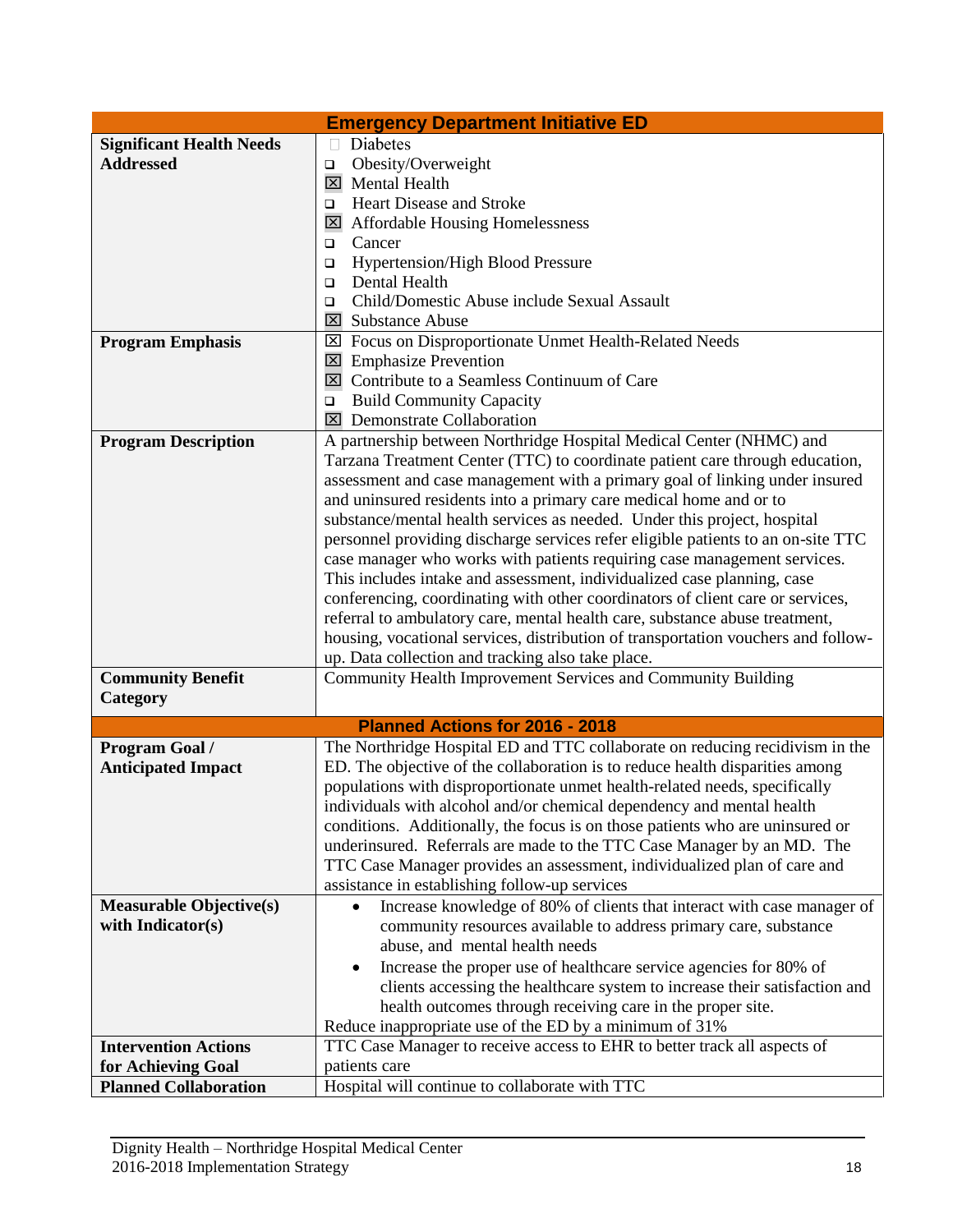| Emergency Department Initiative ED | |
|---|---|
| **Significant Health Needs Addressed** | ☐ Diabetes<br>☐ Obesity/Overweight<br>☒ Mental Health<br>☐ Heart Disease and Stroke<br>☒ Affordable Housing Homelessness<br>☐ Cancer<br>☐ Hypertension/High Blood Pressure<br>☐ Dental Health<br>☐ Child/Domestic Abuse include Sexual Assault<br>☒ Substance Abuse |
| **Program Emphasis** | ☒ Focus on Disproportionate Unmet Health-Related Needs<br>☒ Emphasize Prevention<br>☒ Contribute to a Seamless Continuum of Care<br>☐ Build Community Capacity<br>☒ Demonstrate Collaboration |
| **Program Description** | A partnership between Northridge Hospital Medical Center (NHMC) and Tarzana Treatment Center (TTC) to coordinate patient care through education, assessment and case management with a primary goal of linking under insured and uninsured residents into a primary care medical home and or to substance/mental health services as needed. Under this project, hospital personnel providing discharge services refer eligible patients to an on-site TTC case manager who works with patients requiring case management services. This includes intake and assessment, individualized case planning, case conferencing, coordinating with other coordinators of client care or services, referral to ambulatory care, mental health care, substance abuse treatment, housing, vocational services, distribution of transportation vouchers and follow-up. Data collection and tracking also take place. |
| **Community Benefit Category** | Community Health Improvement Services and Community Building |
| **Planned Actions for 2016 - 2018** | |
| **Program Goal / Anticipated Impact** | The Northridge Hospital ED and TTC collaborate on reducing recidivism in the ED. The objective of the collaboration is to reduce health disparities among populations with disproportionate unmet health-related needs, specifically individuals with alcohol and/or chemical dependency and mental health conditions. Additionally, the focus is on those patients who are uninsured or underinsured. Referrals are made to the TTC Case Manager by an MD. The TTC Case Manager provides an assessment, individualized plan of care and assistance in establishing follow-up services |
| **Measurable Objective(s) with Indicator(s)** | • Increase knowledge of 80% of clients that interact with case manager of community resources available to address primary care, substance abuse, and mental health needs<br>• Increase the proper use of healthcare service agencies for 80% of clients accessing the healthcare system to increase their satisfaction and health outcomes through receiving care in the proper site.<br>Reduce inappropriate use of the ED by a minimum of 31% |
| **Intervention Actions for Achieving Goal** | TTC Case Manager to receive access to EHR to better track all aspects of patients care |
| **Planned Collaboration** | Hospital will continue to collaborate with TTC |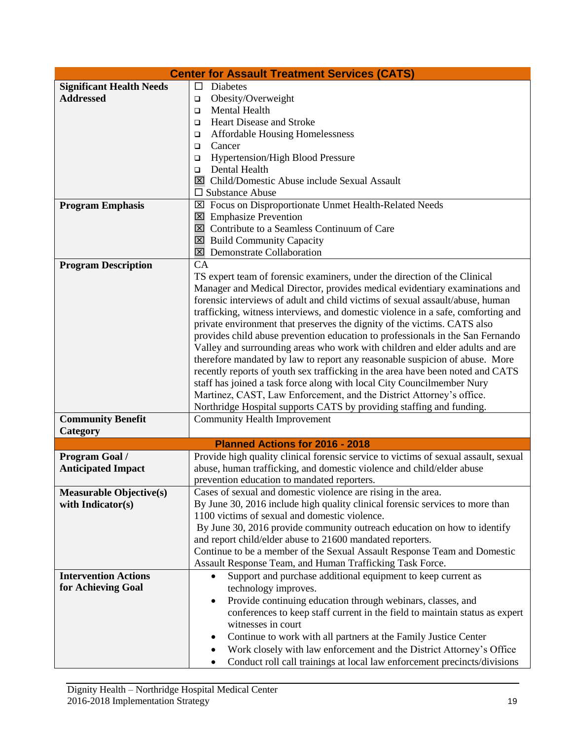| Center for Assault Treatment Services (CATS) | |
|---|---|
| **Significant Health Needs Addressed** | ☐ Diabetes<br>☐ Obesity/Overweight<br>☐ Mental Health<br>☐ Heart Disease and Stroke<br>☐ Affordable Housing Homelessness<br>☐ Cancer<br>☐ Hypertension/High Blood Pressure<br>☐ Dental Health<br>☒ Child/Domestic Abuse include Sexual Assault<br>☐ Substance Abuse |
| **Program Emphasis** | ☒ Focus on Disproportionate Unmet Health-Related Needs<br>☒ Emphasize Prevention<br>☒ Contribute to a Seamless Continuum of Care<br>☒ Build Community Capacity<br>☒ Demonstrate Collaboration |
| **Program Description** | CA<br>TS expert team of forensic examiners, under the direction of the Clinical Manager and Medical Director, provides medical evidentiary examinations and forensic interviews of adult and child victims of sexual assault/abuse, human trafficking, witness interviews, and domestic violence in a safe, comforting and private environment that preserves the dignity of the victims. CATS also provides child abuse prevention education to professionals in the San Fernando Valley and surrounding areas who work with children and elder adults and are therefore mandated by law to report any reasonable suspicion of abuse. More recently reports of youth sex trafficking in the area have been noted and CATS staff has joined a task force along with local City Councilmember Nury Martinez, CAST, Law Enforcement, and the District Attorney's office. Northridge Hospital supports CATS by providing staffing and funding. |
| **Community Benefit Category** | Community Health Improvement |
| **Planned Actions for 2016 - 2018** | |
| **Program Goal / Anticipated Impact** | Provide high quality clinical forensic service to victims of sexual assault, sexual abuse, human trafficking, and domestic violence and child/elder abuse prevention education to mandated reporters. |
| **Measurable Objective(s) with Indicator(s)** | Cases of sexual and domestic violence are rising in the area.<br>By June 30, 2016 include high quality clinical forensic services to more than 1100 victims of sexual and domestic violence.<br>By June 30, 2016 provide community outreach education on how to identify and report child/elder abuse to 21600 mandated reporters.<br>Continue to be a member of the Sexual Assault Response Team and Domestic Assault Response Team, and Human Trafficking Task Force. |
| **Intervention Actions for Achieving Goal** | • Support and purchase additional equipment to keep current as technology improves.<br>• Provide continuing education through webinars, classes, and conferences to keep staff current in the field to maintain status as expert witnesses in court<br>• Continue to work with all partners at the Family Justice Center<br>• Work closely with law enforcement and the District Attorney's Office<br>• Conduct roll call trainings at local law enforcement precincts/divisions |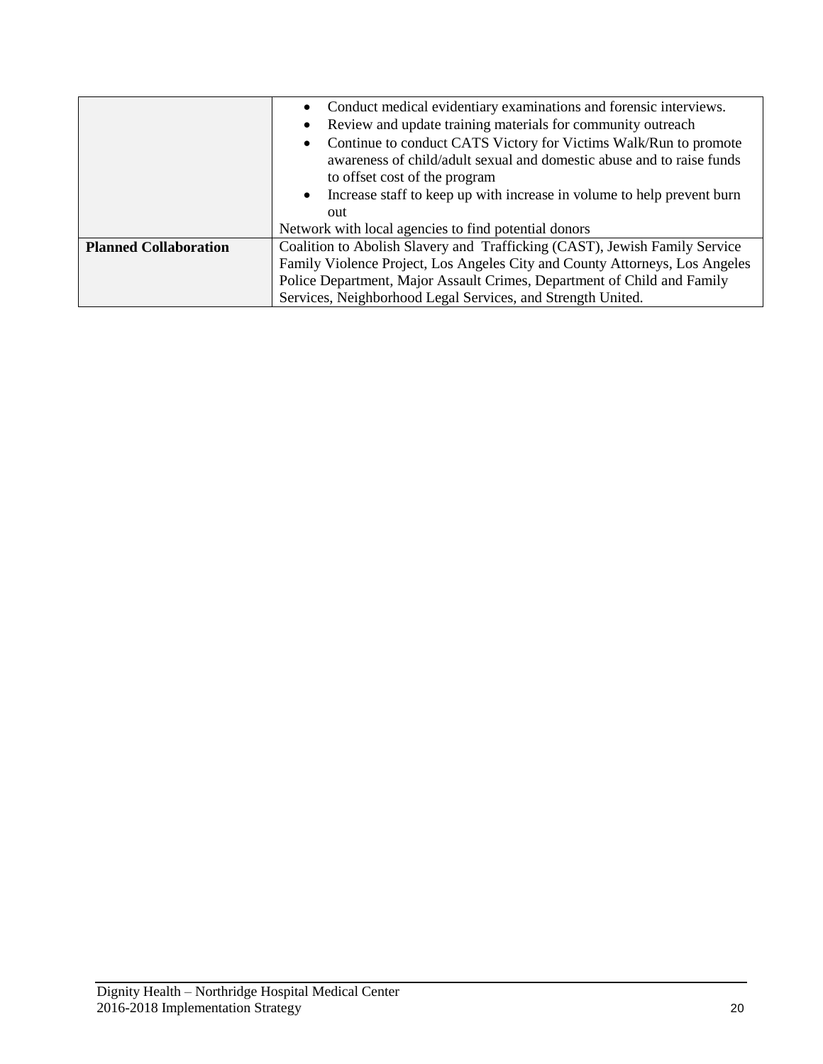| | |
|---|---|
| | <ul><li>Conduct medical evidentiary examinations and forensic interviews.</li><li>Review and update training materials for community outreach</li><li>Continue to conduct CATS Victory for Victims Walk/Run to promote awareness of child/adult sexual and domestic abuse and to raise funds to offset cost of the program</li><li>Increase staff to keep up with increase in volume to help prevent burn out</li></ul>Network with local agencies to find potential donors |
| **Planned Collaboration** | Coalition to Abolish Slavery and Trafficking (CAST), Jewish Family Service Family Violence Project, Los Angeles City and County Attorneys, Los Angeles Police Department, Major Assault Crimes, Department of Child and Family Services, Neighborhood Legal Services, and Strength United. |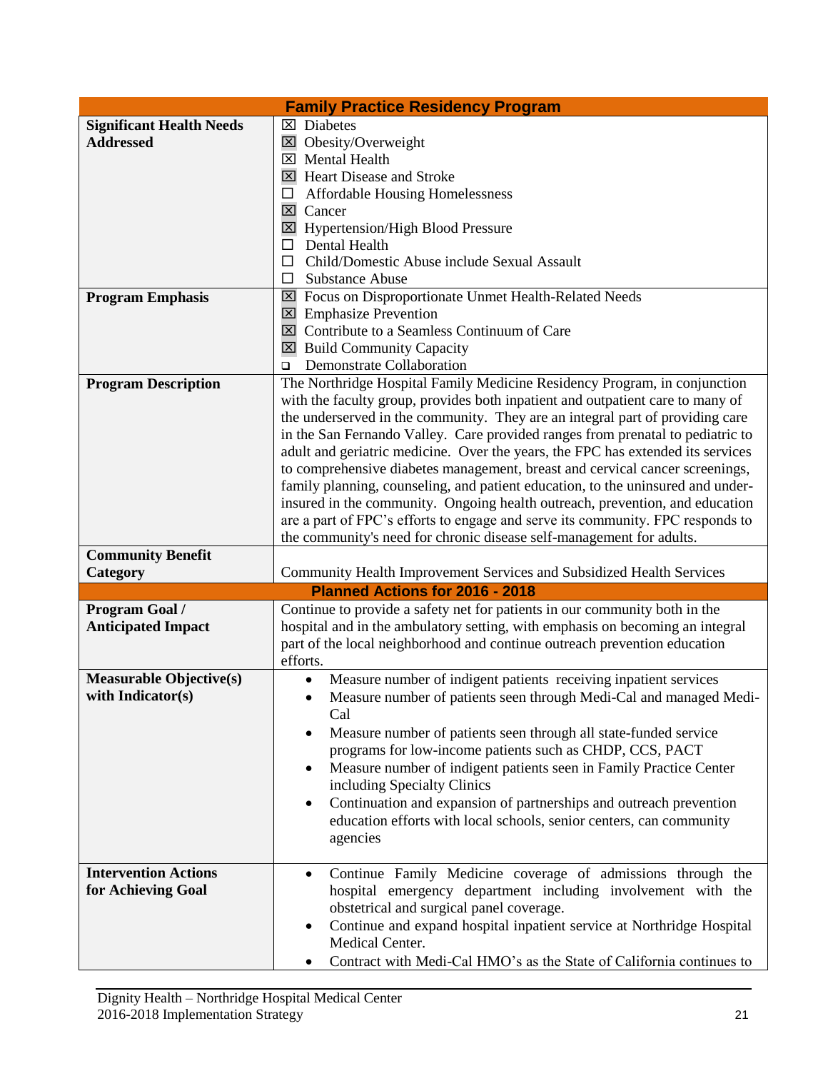| Family Practice Residency Program | |
|---|---|
| **Significant Health Needs Addressed** | ☒ Diabetes<br>☒ Obesity/Overweight<br>☒ Mental Health<br>☒ Heart Disease and Stroke<br>☐ Affordable Housing Homelessness<br>☒ Cancer<br>☒ Hypertension/High Blood Pressure<br>☐ Dental Health<br>☐ Child/Domestic Abuse include Sexual Assault<br>☐ Substance Abuse |
| **Program Emphasis** | ☒ Focus on Disproportionate Unmet Health-Related Needs<br>☒ Emphasize Prevention<br>☒ Contribute to a Seamless Continuum of Care<br>☒ Build Community Capacity<br>☐ Demonstrate Collaboration |
| **Program Description** | The Northridge Hospital Family Medicine Residency Program, in conjunction with the faculty group, provides both inpatient and outpatient care to many of the underserved in the community. They are an integral part of providing care in the San Fernando Valley. Care provided ranges from prenatal to pediatric to adult and geriatric medicine. Over the years, the FPC has extended its services to comprehensive diabetes management, breast and cervical cancer screenings, family planning, counseling, and patient education, to the uninsured and under-insured in the community. Ongoing health outreach, prevention, and education are a part of FPC's efforts to engage and serve its community. FPC responds to the community's need for chronic disease self-management for adults. |
| **Community Benefit Category** | Community Health Improvement Services and Subsidized Health Services |
| **Planned Actions for 2016 - 2018** | |
| **Program Goal / Anticipated Impact** | Continue to provide a safety net for patients in our community both in the hospital and in the ambulatory setting, with emphasis on becoming an integral part of the local neighborhood and continue outreach prevention education efforts. |
| **Measurable Objective(s) with Indicator(s)** | • Measure number of indigent patients receiving inpatient services<br>• Measure number of patients seen through Medi-Cal and managed Medi-Cal<br>• Measure number of patients seen through all state-funded service programs for low-income patients such as CHDP, CCS, PACT<br>• Measure number of indigent patients seen in Family Practice Center including Specialty Clinics<br>• Continuation and expansion of partnerships and outreach prevention education efforts with local schools, senior centers, can community agencies |
| **Intervention Actions for Achieving Goal** | • Continue Family Medicine coverage of admissions through the hospital emergency department including involvement with the obstetrical and surgical panel coverage.<br>• Continue and expand hospital inpatient service at Northridge Hospital Medical Center.<br>• Contract with Medi-Cal HMO's as the State of California continues to |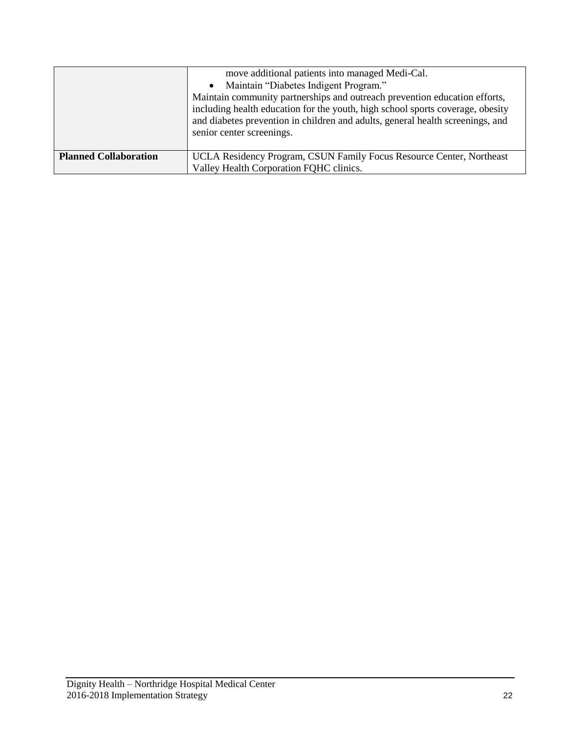| | |
|---|---|
| | move additional patients into managed Medi-Cal.<br>• Maintain "Diabetes Indigent Program."<br>Maintain community partnerships and outreach prevention education efforts, including health education for the youth, high school sports coverage, obesity and diabetes prevention in children and adults, general health screenings, and senior center screenings. |
| **Planned Collaboration** | UCLA Residency Program, CSUN Family Focus Resource Center, Northeast Valley Health Corporation FQHC clinics. |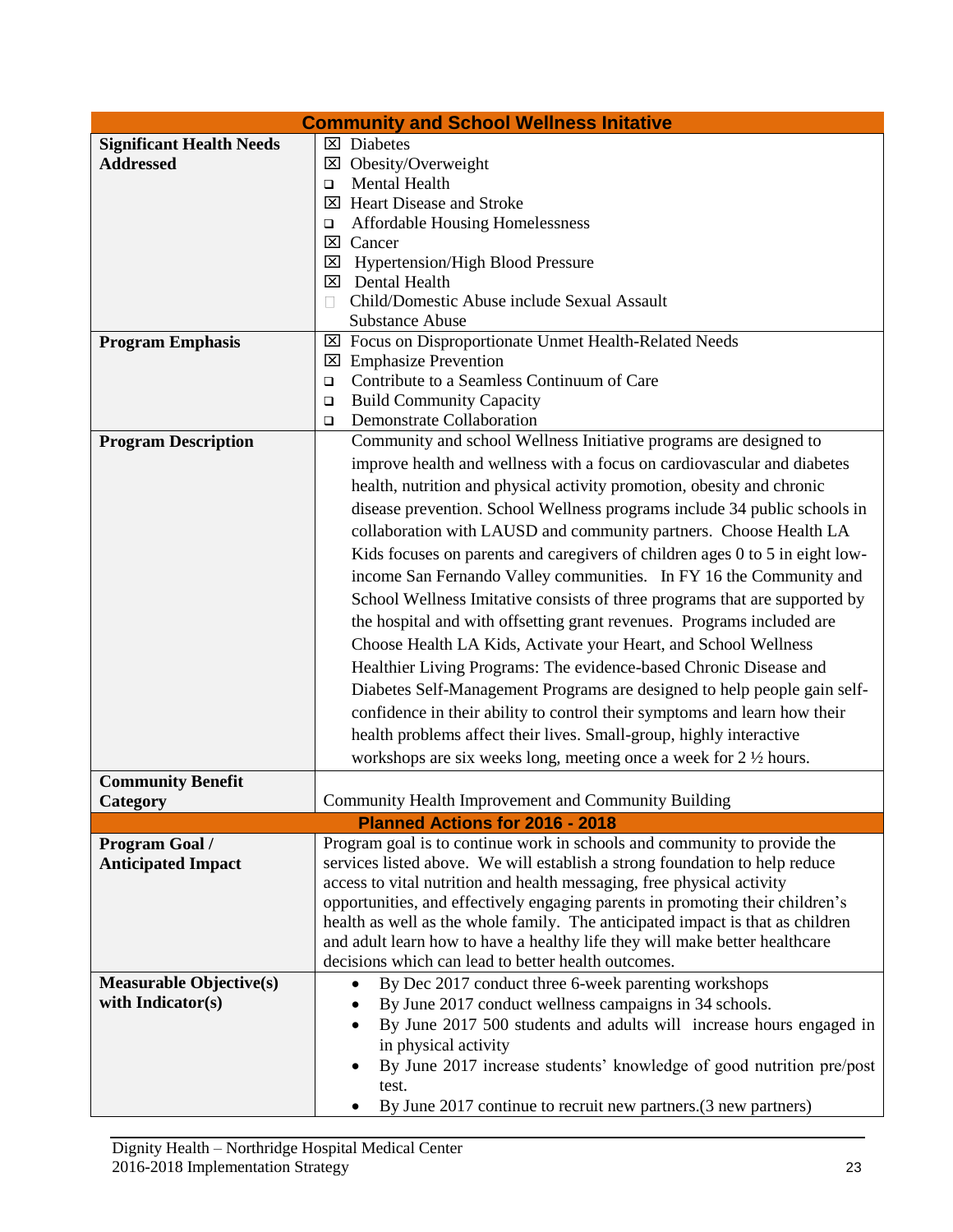| Community and School Wellness Initative | |
|---|---|
| **Significant Health Needs Addressed** | ☒ Diabetes<br>☒ Obesity/Overweight<br>❑ Mental Health<br>☒ Heart Disease and Stroke<br>❑ Affordable Housing Homelessness<br>☒ Cancer<br>☒ Hypertension/High Blood Pressure<br>☒ Dental Health<br>☐ Child/Domestic Abuse include Sexual Assault<br>Substance Abuse |
| **Program Emphasis** | ☒ Focus on Disproportionate Unmet Health-Related Needs<br>☒ Emphasize Prevention<br>❑ Contribute to a Seamless Continuum of Care<br>❑ Build Community Capacity<br>❑ Demonstrate Collaboration |
| **Program Description** | Community and school Wellness Initiative programs are designed to improve health and wellness with a focus on cardiovascular and diabetes health, nutrition and physical activity promotion, obesity and chronic disease prevention. School Wellness programs include 34 public schools in collaboration with LAUSD and community partners. Choose Health LA Kids focuses on parents and caregivers of children ages 0 to 5 in eight low-income San Fernando Valley communities. In FY 16 the Community and School Wellness Imitative consists of three programs that are supported by the hospital and with offsetting grant revenues. Programs included are Choose Health LA Kids, Activate your Heart, and School Wellness Healthier Living Programs: The evidence-based Chronic Disease and Diabetes Self-Management Programs are designed to help people gain self-confidence in their ability to control their symptoms and learn how their health problems affect their lives. Small-group, highly interactive workshops are six weeks long, meeting once a week for 2 ½ hours. |
| **Community Benefit Category** | Community Health Improvement and Community Building |
| **Planned Actions for 2016 - 2018** | |
| **Program Goal / Anticipated Impact** | Program goal is to continue work in schools and community to provide the services listed above. We will establish a strong foundation to help reduce access to vital nutrition and health messaging, free physical activity opportunities, and effectively engaging parents in promoting their children's health as well as the whole family. The anticipated impact is that as children and adult learn how to have a healthy life they will make better healthcare decisions which can lead to better health outcomes. |
| **Measurable Objective(s) with Indicator(s)** | • By Dec 2017 conduct three 6-week parenting workshops<br>• By June 2017 conduct wellness campaigns in 34 schools.<br>• By June 2017 500 students and adults will increase hours engaged in in physical activity<br>• By June 2017 increase students' knowledge of good nutrition pre/post test.<br>• By June 2017 continue to recruit new partners.(3 new partners) |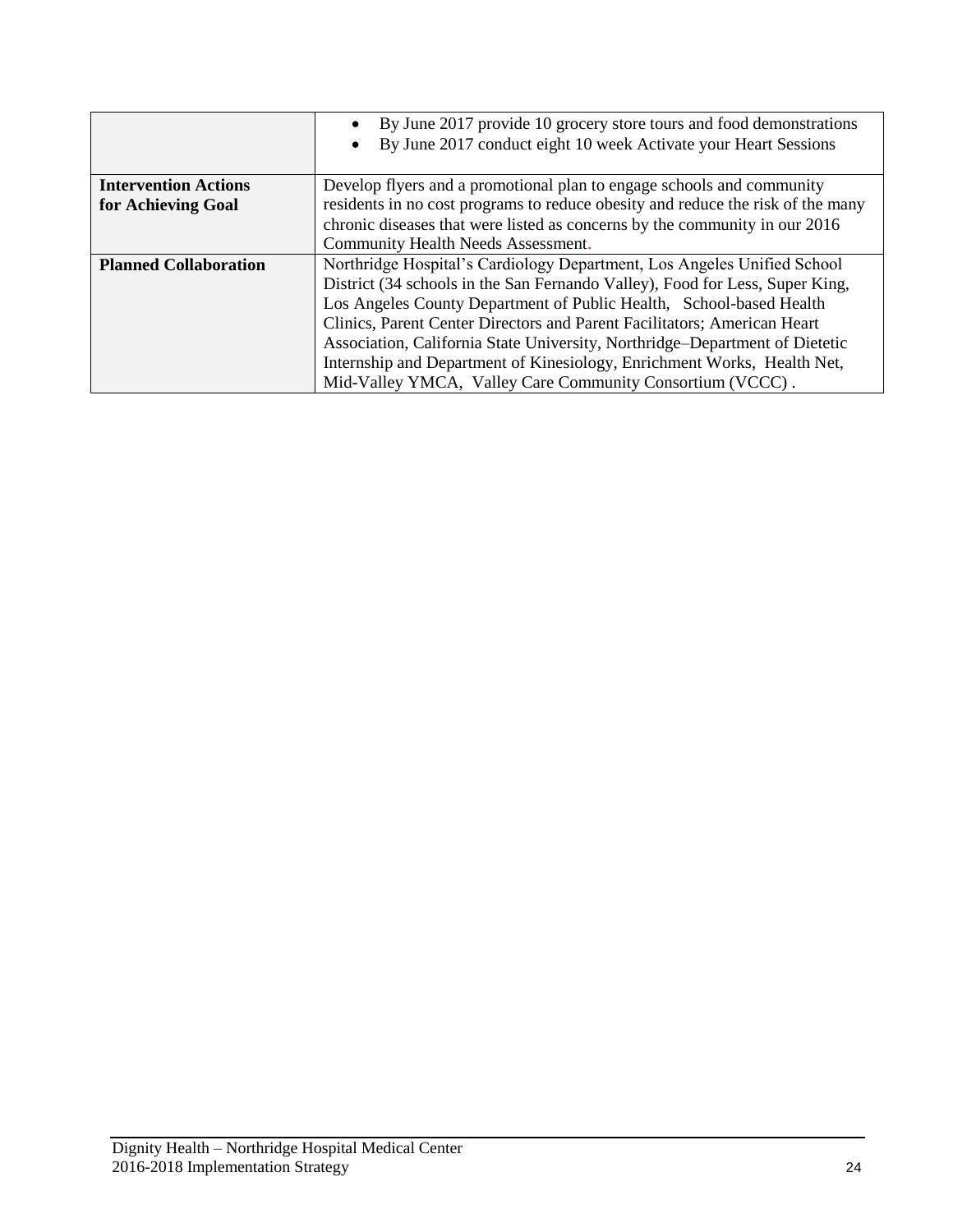| | |
|---|---|
| | • By June 2017 provide 10 grocery store tours and food demonstrations<br>• By June 2017 conduct eight 10 week Activate your Heart Sessions |
| **Intervention Actions for Achieving Goal** | Develop flyers and a promotional plan to engage schools and community residents in no cost programs to reduce obesity and reduce the risk of the many chronic diseases that were listed as concerns by the community in our 2016 Community Health Needs Assessment. |
| **Planned Collaboration** | Northridge Hospital's Cardiology Department, Los Angeles Unified School District (34 schools in the San Fernando Valley), Food for Less, Super King, Los Angeles County Department of Public Health, School-based Health Clinics, Parent Center Directors and Parent Facilitators; American Heart Association, California State University, Northridge–Department of Dietetic Internship and Department of Kinesiology, Enrichment Works, Health Net, Mid-Valley YMCA, Valley Care Community Consortium (VCCC) . |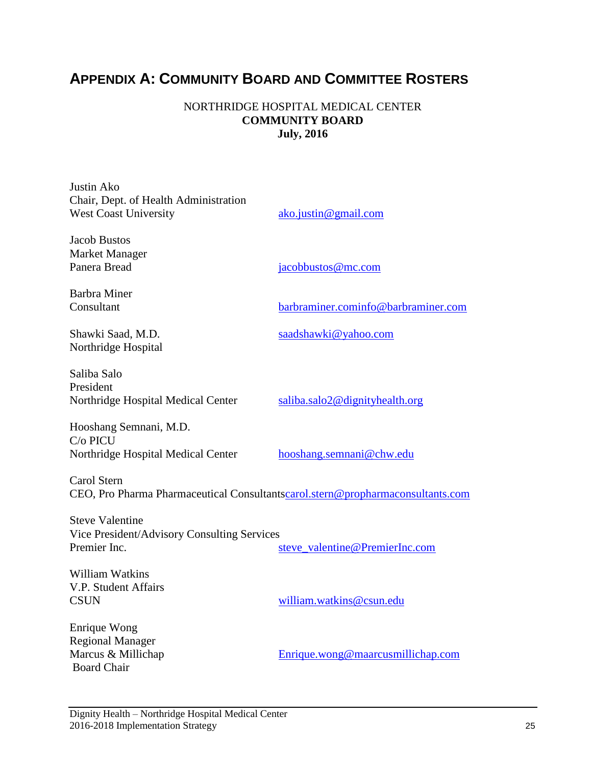## APPENDIX A: COMMUNITY BOARD AND COMMITTEE ROSTERS

NORTHRIDGE HOSPITAL MEDICAL CENTER
**COMMUNITY BOARD**
**July, 2016**

Justin Ako
Chair, Dept. of Health Administration
West Coast University — ako.justin@gmail.com

Jacob Bustos
Market Manager
Panera Bread — jacobbustos@mc.com

Barbra Miner
Consultant — barbraminer.cominfo@barbraminer.com

Shawki Saad, M.D. — saadshawki@yahoo.com
Northridge Hospital

Saliba Salo
President
Northridge Hospital Medical Center — saliba.salo2@dignityhealth.org

Hooshang Semnani, M.D.
C/o PICU
Northridge Hospital Medical Center — hooshang.semnani@chw.edu

Carol Stern
CEO, Pro Pharma Pharmaceutical Consultants — carol.stern@propharmaconsultants.com

Steve Valentine
Vice President/Advisory Consulting Services
Premier Inc. — steve_valentine@PremierInc.com

William Watkins
V.P. Student Affairs
CSUN — william.watkins@csun.edu

Enrique Wong
Regional Manager
Marcus & Millichap — Enrique.wong@maarcusmillichap.com
Board Chair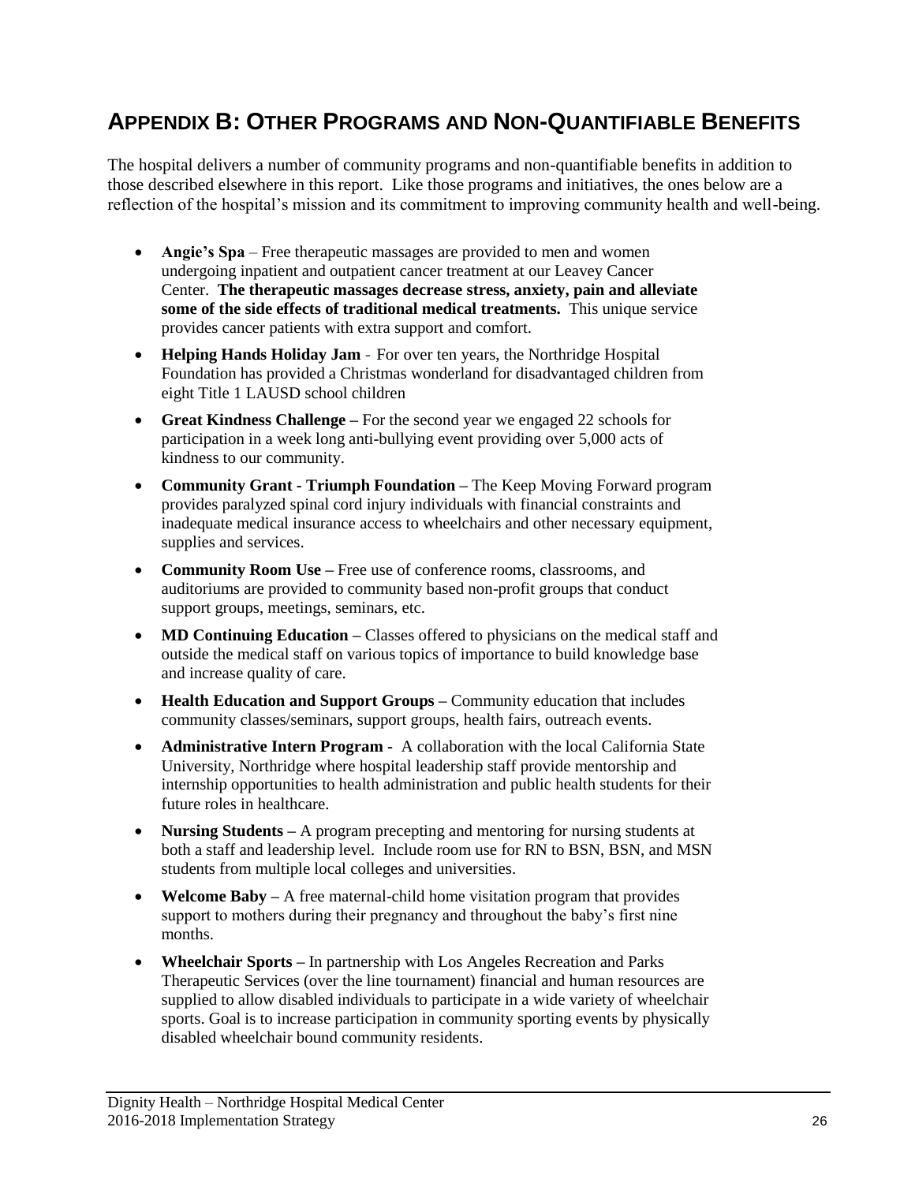## APPENDIX B: OTHER PROGRAMS AND NON-QUANTIFIABLE BENEFITS

The hospital delivers a number of community programs and non-quantifiable benefits in addition to those described elsewhere in this report. Like those programs and initiatives, the ones below are a reflection of the hospital's mission and its commitment to improving community health and well-being.

- **Angie's Spa** – Free therapeutic massages are provided to men and women undergoing inpatient and outpatient cancer treatment at our Leavey Cancer Center. **The therapeutic massages decrease stress, anxiety, pain and alleviate some of the side effects of traditional medical treatments.** This unique service provides cancer patients with extra support and comfort.
- **Helping Hands Holiday Jam** - For over ten years, the Northridge Hospital Foundation has provided a Christmas wonderland for disadvantaged children from eight Title 1 LAUSD school children
- **Great Kindness Challenge** – For the second year we engaged 22 schools for participation in a week long anti-bullying event providing over 5,000 acts of kindness to our community.
- **Community Grant - Triumph Foundation** – The Keep Moving Forward program provides paralyzed spinal cord injury individuals with financial constraints and inadequate medical insurance access to wheelchairs and other necessary equipment, supplies and services.
- **Community Room Use** – Free use of conference rooms, classrooms, and auditoriums are provided to community based non-profit groups that conduct support groups, meetings, seminars, etc.
- **MD Continuing Education** – Classes offered to physicians on the medical staff and outside the medical staff on various topics of importance to build knowledge base and increase quality of care.
- **Health Education and Support Groups** – Community education that includes community classes/seminars, support groups, health fairs, outreach events.
- **Administrative Intern Program** - A collaboration with the local California State University, Northridge where hospital leadership staff provide mentorship and internship opportunities to health administration and public health students for their future roles in healthcare.
- **Nursing Students** – A program precepting and mentoring for nursing students at both a staff and leadership level. Include room use for RN to BSN, BSN, and MSN students from multiple local colleges and universities.
- **Welcome Baby** – A free maternal-child home visitation program that provides support to mothers during their pregnancy and throughout the baby's first nine months.
- **Wheelchair Sports** – In partnership with Los Angeles Recreation and Parks Therapeutic Services (over the line tournament) financial and human resources are supplied to allow disabled individuals to participate in a wide variety of wheelchair sports. Goal is to increase participation in community sporting events by physically disabled wheelchair bound community residents.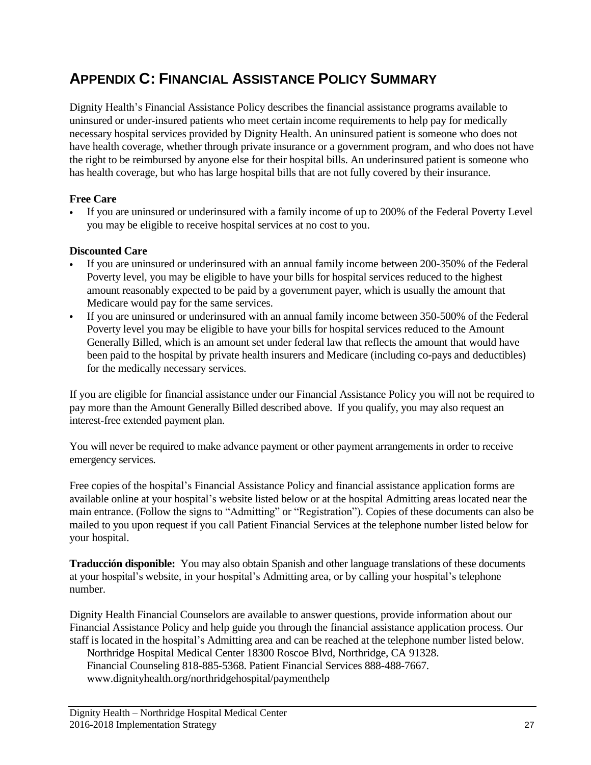# APPENDIX C: FINANCIAL ASSISTANCE POLICY SUMMARY

Dignity Health's Financial Assistance Policy describes the financial assistance programs available to uninsured or under-insured patients who meet certain income requirements to help pay for medically necessary hospital services provided by Dignity Health. An uninsured patient is someone who does not have health coverage, whether through private insurance or a government program, and who does not have the right to be reimbursed by anyone else for their hospital bills. An underinsured patient is someone who has health coverage, but who has large hospital bills that are not fully covered by their insurance.

**Free Care**

- If you are uninsured or underinsured with a family income of up to 200% of the Federal Poverty Level you may be eligible to receive hospital services at no cost to you.

**Discounted Care**

- If you are uninsured or underinsured with an annual family income between 200-350% of the Federal Poverty level, you may be eligible to have your bills for hospital services reduced to the highest amount reasonably expected to be paid by a government payer, which is usually the amount that Medicare would pay for the same services.
- If you are uninsured or underinsured with an annual family income between 350-500% of the Federal Poverty level you may be eligible to have your bills for hospital services reduced to the Amount Generally Billed, which is an amount set under federal law that reflects the amount that would have been paid to the hospital by private health insurers and Medicare (including co-pays and deductibles) for the medically necessary services.

If you are eligible for financial assistance under our Financial Assistance Policy you will not be required to pay more than the Amount Generally Billed described above. If you qualify, you may also request an interest-free extended payment plan.

You will never be required to make advance payment or other payment arrangements in order to receive emergency services.

Free copies of the hospital's Financial Assistance Policy and financial assistance application forms are available online at your hospital's website listed below or at the hospital Admitting areas located near the main entrance. (Follow the signs to "Admitting" or "Registration"). Copies of these documents can also be mailed to you upon request if you call Patient Financial Services at the telephone number listed below for your hospital.

**Traducción disponible:** You may also obtain Spanish and other language translations of these documents at your hospital's website, in your hospital's Admitting area, or by calling your hospital's telephone number.

Dignity Health Financial Counselors are available to answer questions, provide information about our Financial Assistance Policy and help guide you through the financial assistance application process. Our staff is located in the hospital's Admitting area and can be reached at the telephone number listed below.

Northridge Hospital Medical Center 18300 Roscoe Blvd, Northridge, CA 91328.
Financial Counseling 818-885-5368. Patient Financial Services 888-488-7667.
www.dignityhealth.org/northridgehospital/paymenthelp